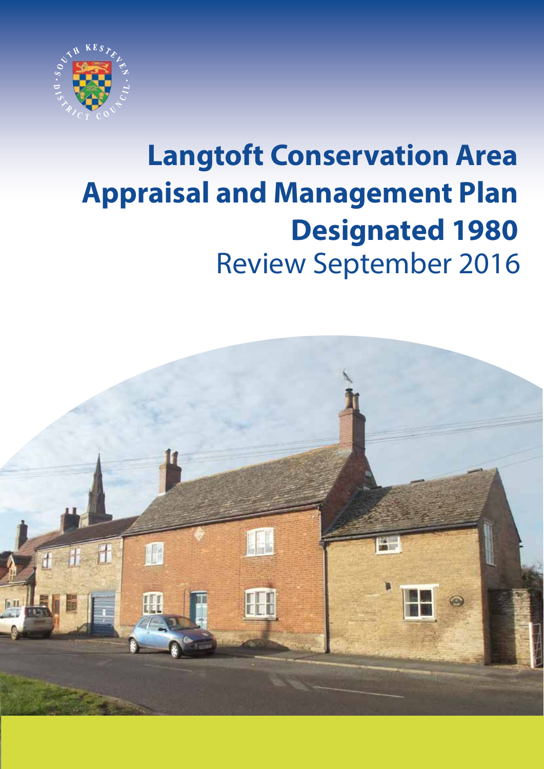# Langtoft Conservation Area Appraisal and Management Plan

## Designated 1980

Review September 2016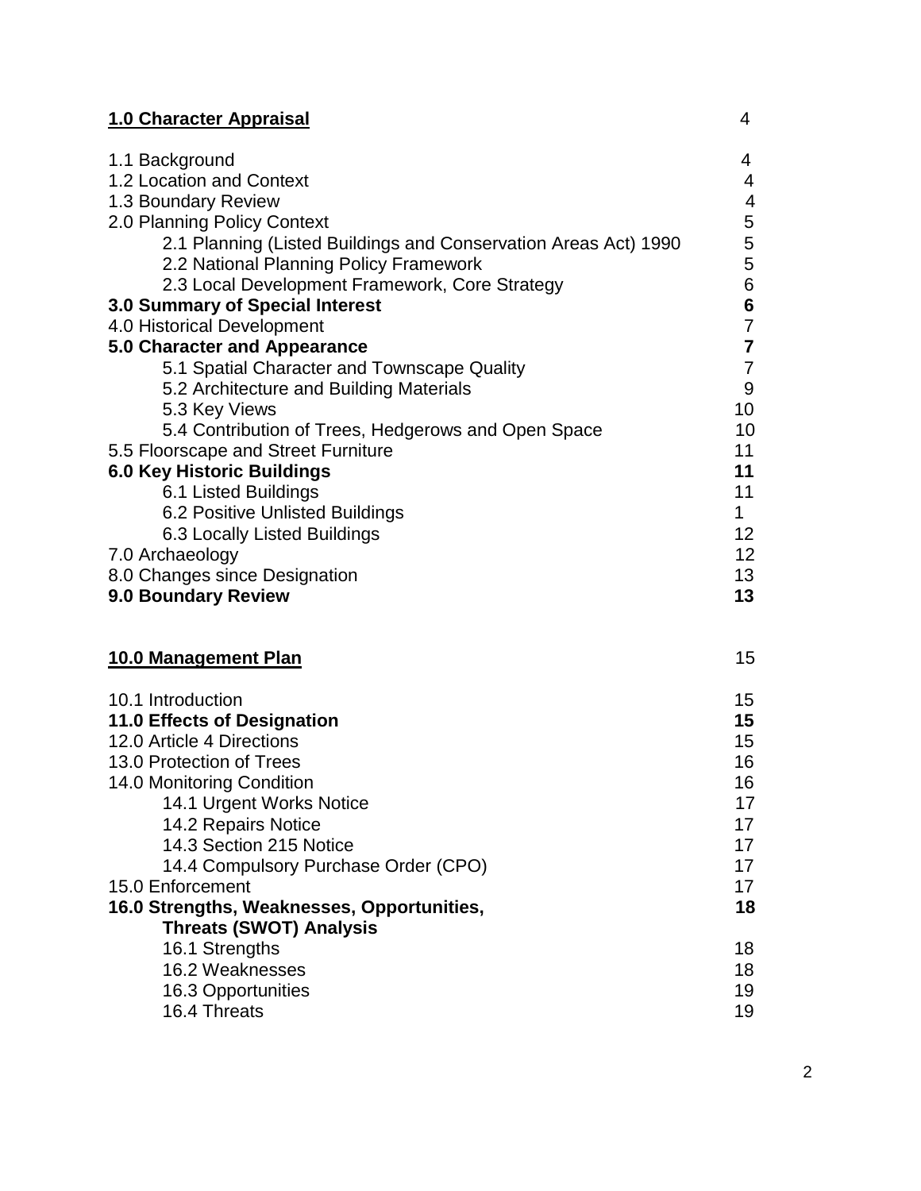| **1.0 Character Appraisal** | 4 |
|---|---|
| 1.1 Background | 4 |
| 1.2 Location and Context | 4 |
| 1.3 Boundary Review | 4 |
| 2.0 Planning Policy Context | 5 |
| 2.1 Planning (Listed Buildings and Conservation Areas Act) 1990 | 5 |
| 2.2 National Planning Policy Framework | 5 |
| 2.3 Local Development Framework, Core Strategy | 6 |
| **3.0 Summary of Special Interest** | **6** |
| 4.0 Historical Development | 7 |
| **5.0 Character and Appearance** | **7** |
| 5.1 Spatial Character and Townscape Quality | 7 |
| 5.2 Architecture and Building Materials | 9 |
| 5.3 Key Views | 10 |
| 5.4 Contribution of Trees, Hedgerows and Open Space | 10 |
| 5.5 Floorscape and Street Furniture | 11 |
| **6.0 Key Historic Buildings** | **11** |
| 6.1 Listed Buildings | 11 |
| 6.2 Positive Unlisted Buildings | 1 |
| 6.3 Locally Listed Buildings | 12 |
| 7.0 Archaeology | 12 |
| 8.0 Changes since Designation | 13 |
| **9.0 Boundary Review** | **13** |

| **10.0 Management Plan** | 15 |
|---|---|
| 10.1 Introduction | 15 |
| **11.0 Effects of Designation** | **15** |
| 12.0 Article 4 Directions | 15 |
| 13.0 Protection of Trees | 16 |
| 14.0 Monitoring Condition | 16 |
| 14.1 Urgent Works Notice | 17 |
| 14.2 Repairs Notice | 17 |
| 14.3 Section 215 Notice | 17 |
| 14.4 Compulsory Purchase Order (CPO) | 17 |
| 15.0 Enforcement | 17 |
| **16.0 Strengths, Weaknesses, Opportunities, Threats (SWOT) Analysis** | **18** |
| 16.1 Strengths | 18 |
| 16.2 Weaknesses | 18 |
| 16.3 Opportunities | 19 |
| 16.4 Threats | 19 |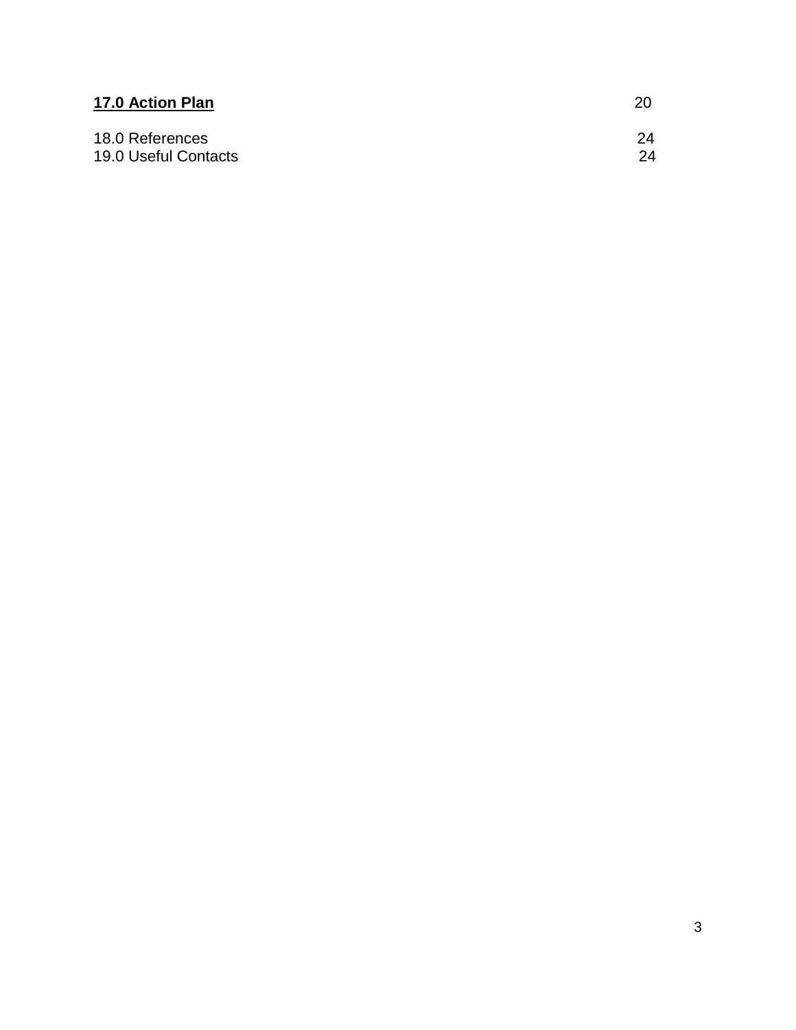**17.0 Action Plan** 20

18.0 References 24

19.0 Useful Contacts 24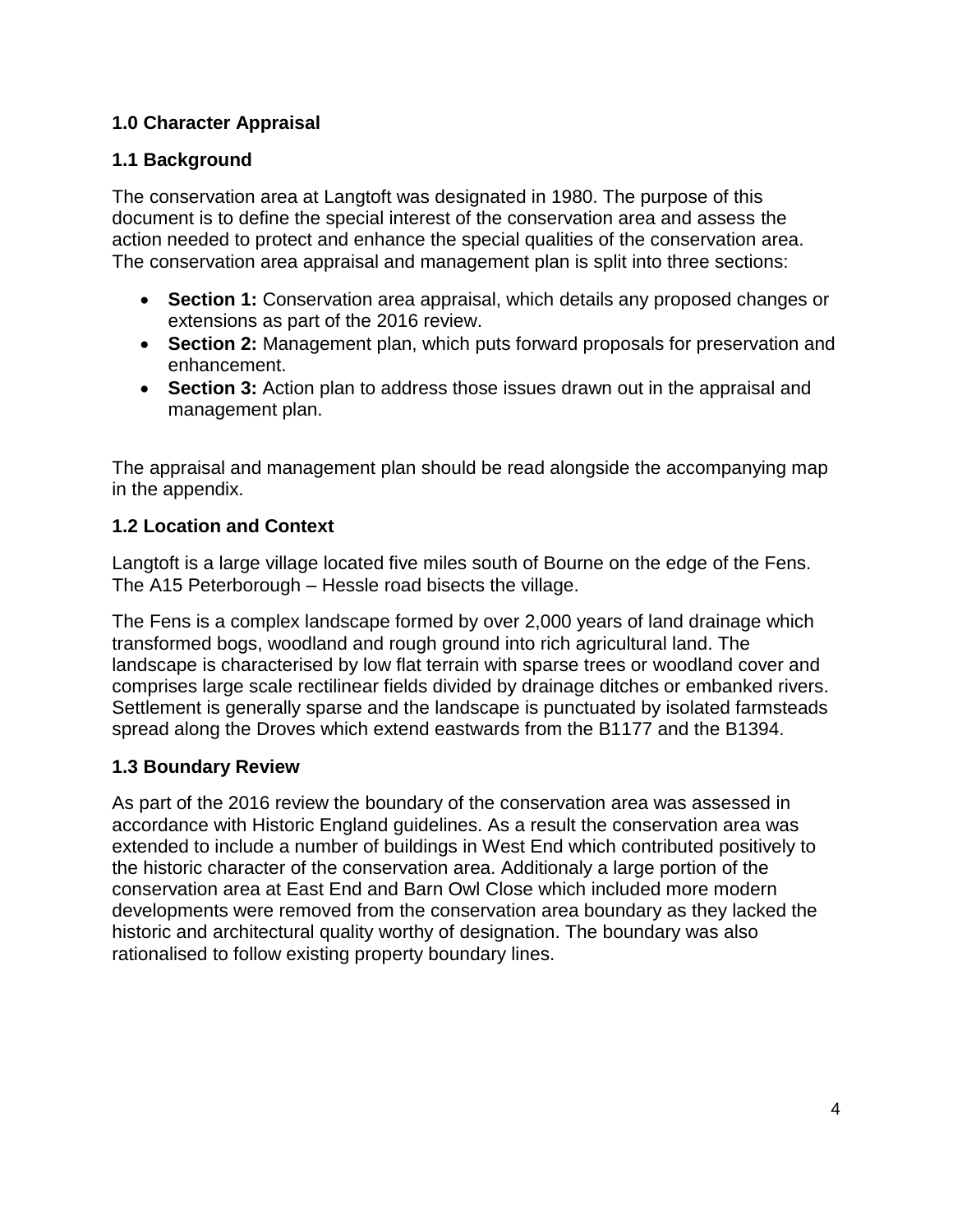## 1.0 Character Appraisal

### 1.1 Background

The conservation area at Langtoft was designated in 1980. The purpose of this document is to define the special interest of the conservation area and assess the action needed to protect and enhance the special qualities of the conservation area. The conservation area appraisal and management plan is split into three sections:

- **Section 1:** Conservation area appraisal, which details any proposed changes or extensions as part of the 2016 review.
- **Section 2:** Management plan, which puts forward proposals for preservation and enhancement.
- **Section 3:** Action plan to address those issues drawn out in the appraisal and management plan.

The appraisal and management plan should be read alongside the accompanying map in the appendix.

### 1.2 Location and Context

Langtoft is a large village located five miles south of Bourne on the edge of the Fens. The A15 Peterborough – Hessle road bisects the village.

The Fens is a complex landscape formed by over 2,000 years of land drainage which transformed bogs, woodland and rough ground into rich agricultural land. The landscape is characterised by low flat terrain with sparse trees or woodland cover and comprises large scale rectilinear fields divided by drainage ditches or embanked rivers. Settlement is generally sparse and the landscape is punctuated by isolated farmsteads spread along the Droves which extend eastwards from the B1177 and the B1394.

### 1.3 Boundary Review

As part of the 2016 review the boundary of the conservation area was assessed in accordance with Historic England guidelines. As a result the conservation area was extended to include a number of buildings in West End which contributed positively to the historic character of the conservation area. Additionaly a large portion of the conservation area at East End and Barn Owl Close which included more modern developments were removed from the conservation area boundary as they lacked the historic and architectural quality worthy of designation. The boundary was also rationalised to follow existing property boundary lines.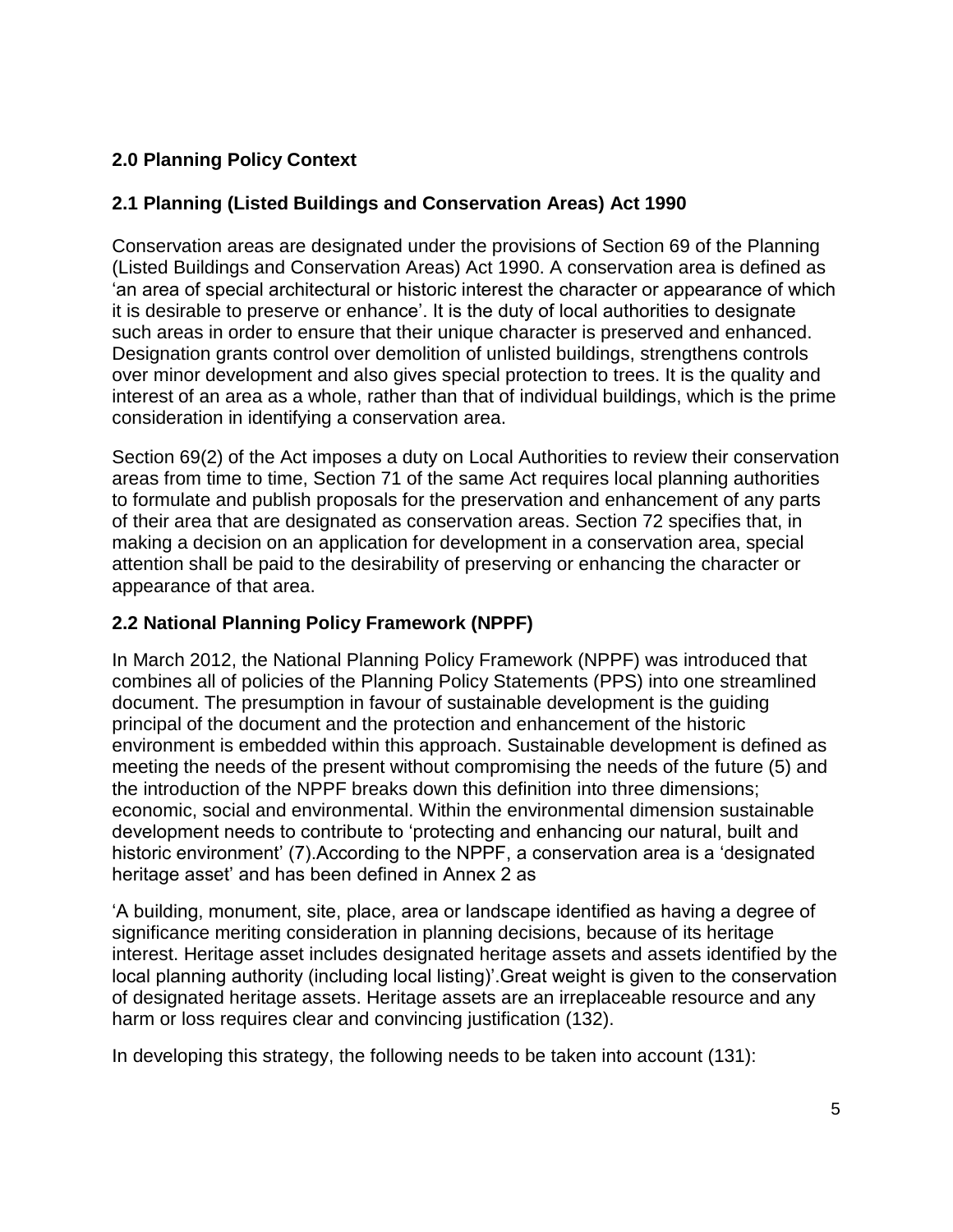## 2.0 Planning Policy Context

### 2.1 Planning (Listed Buildings and Conservation Areas) Act 1990

Conservation areas are designated under the provisions of Section 69 of the Planning (Listed Buildings and Conservation Areas) Act 1990. A conservation area is defined as 'an area of special architectural or historic interest the character or appearance of which it is desirable to preserve or enhance'. It is the duty of local authorities to designate such areas in order to ensure that their unique character is preserved and enhanced. Designation grants control over demolition of unlisted buildings, strengthens controls over minor development and also gives special protection to trees. It is the quality and interest of an area as a whole, rather than that of individual buildings, which is the prime consideration in identifying a conservation area.

Section 69(2) of the Act imposes a duty on Local Authorities to review their conservation areas from time to time, Section 71 of the same Act requires local planning authorities to formulate and publish proposals for the preservation and enhancement of any parts of their area that are designated as conservation areas. Section 72 specifies that, in making a decision on an application for development in a conservation area, special attention shall be paid to the desirability of preserving or enhancing the character or appearance of that area.

### 2.2 National Planning Policy Framework (NPPF)

In March 2012, the National Planning Policy Framework (NPPF) was introduced that combines all of policies of the Planning Policy Statements (PPS) into one streamlined document. The presumption in favour of sustainable development is the guiding principal of the document and the protection and enhancement of the historic environment is embedded within this approach. Sustainable development is defined as meeting the needs of the present without compromising the needs of the future (5) and the introduction of the NPPF breaks down this definition into three dimensions; economic, social and environmental. Within the environmental dimension sustainable development needs to contribute to 'protecting and enhancing our natural, built and historic environment' (7).According to the NPPF, a conservation area is a 'designated heritage asset' and has been defined in Annex 2 as

'A building, monument, site, place, area or landscape identified as having a degree of significance meriting consideration in planning decisions, because of its heritage interest. Heritage asset includes designated heritage assets and assets identified by the local planning authority (including local listing)'.Great weight is given to the conservation of designated heritage assets. Heritage assets are an irreplaceable resource and any harm or loss requires clear and convincing justification (132).

In developing this strategy, the following needs to be taken into account (131):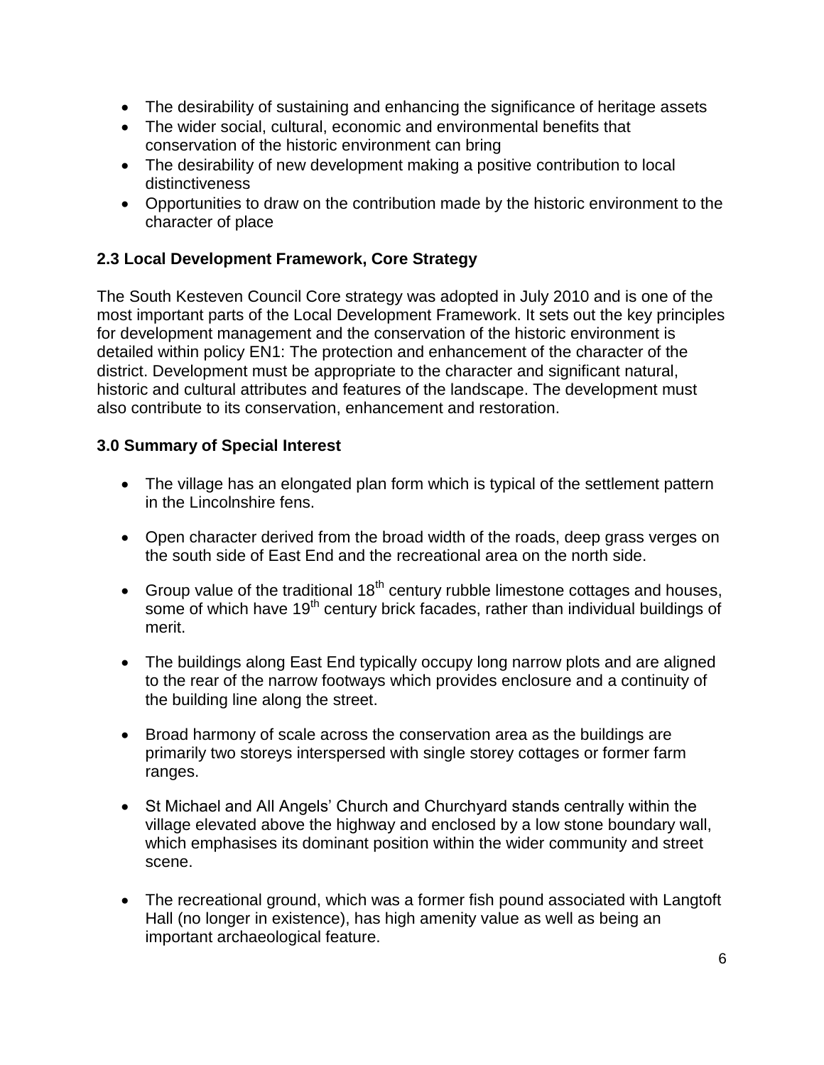- The desirability of sustaining and enhancing the significance of heritage assets
- The wider social, cultural, economic and environmental benefits that conservation of the historic environment can bring
- The desirability of new development making a positive contribution to local distinctiveness
- Opportunities to draw on the contribution made by the historic environment to the character of place

### 2.3 Local Development Framework, Core Strategy

The South Kesteven Council Core strategy was adopted in July 2010 and is one of the most important parts of the Local Development Framework. It sets out the key principles for development management and the conservation of the historic environment is detailed within policy EN1: The protection and enhancement of the character of the district. Development must be appropriate to the character and significant natural, historic and cultural attributes and features of the landscape. The development must also contribute to its conservation, enhancement and restoration.

## 3.0 Summary of Special Interest

- The village has an elongated plan form which is typical of the settlement pattern in the Lincolnshire fens.

- Open character derived from the broad width of the roads, deep grass verges on the south side of East End and the recreational area on the north side.

- Group value of the traditional 18th century rubble limestone cottages and houses, some of which have 19th century brick facades, rather than individual buildings of merit.

- The buildings along East End typically occupy long narrow plots and are aligned to the rear of the narrow footways which provides enclosure and a continuity of the building line along the street.

- Broad harmony of scale across the conservation area as the buildings are primarily two storeys interspersed with single storey cottages or former farm ranges.

- St Michael and All Angels' Church and Churchyard stands centrally within the village elevated above the highway and enclosed by a low stone boundary wall, which emphasises its dominant position within the wider community and street scene.

- The recreational ground, which was a former fish pound associated with Langtoft Hall (no longer in existence), has high amenity value as well as being an important archaeological feature.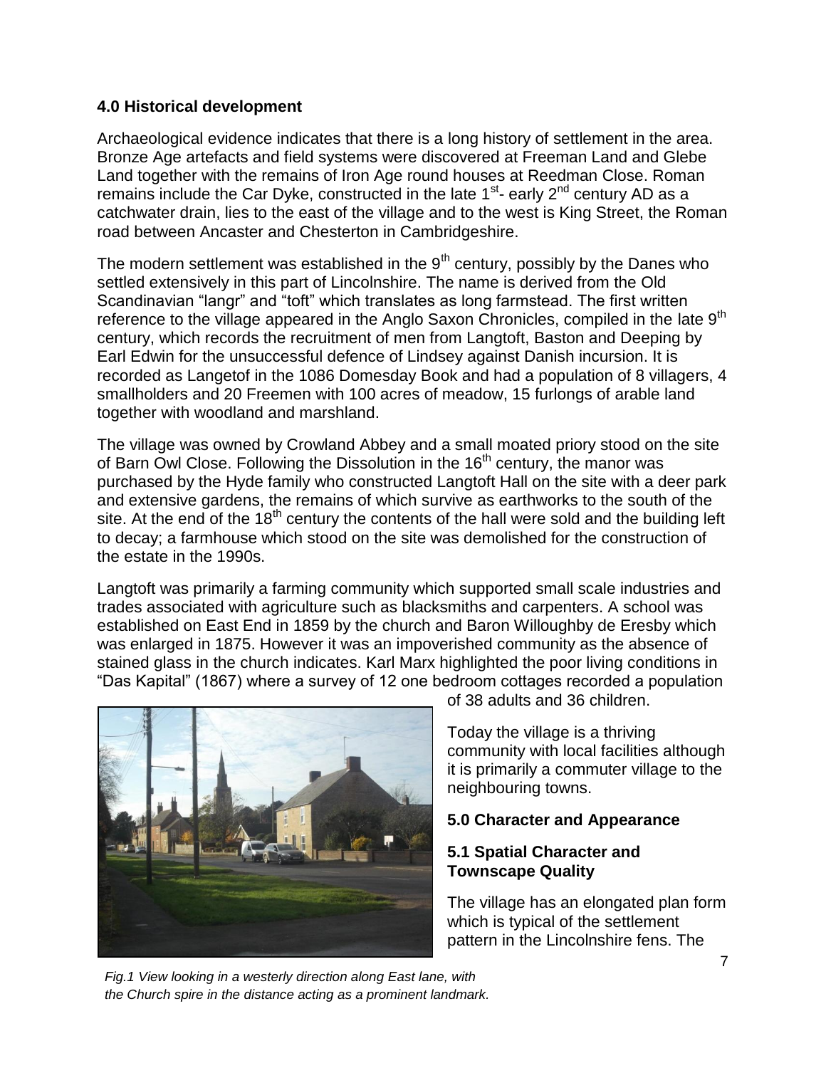## 4.0 Historical development

Archaeological evidence indicates that there is a long history of settlement in the area. Bronze Age artefacts and field systems were discovered at Freeman Land and Glebe Land together with the remains of Iron Age round houses at Reedman Close. Roman remains include the Car Dyke, constructed in the late 1st- early 2nd century AD as a catchwater drain, lies to the east of the village and to the west is King Street, the Roman road between Ancaster and Chesterton in Cambridgeshire.

The modern settlement was established in the 9th century, possibly by the Danes who settled extensively in this part of Lincolnshire. The name is derived from the Old Scandinavian "langr" and "toft" which translates as long farmstead. The first written reference to the village appeared in the Anglo Saxon Chronicles, compiled in the late 9th century, which records the recruitment of men from Langtoft, Baston and Deeping by Earl Edwin for the unsuccessful defence of Lindsey against Danish incursion. It is recorded as Langetof in the 1086 Domesday Book and had a population of 8 villagers, 4 smallholders and 20 Freemen with 100 acres of meadow, 15 furlongs of arable land together with woodland and marshland.

The village was owned by Crowland Abbey and a small moated priory stood on the site of Barn Owl Close. Following the Dissolution in the 16th century, the manor was purchased by the Hyde family who constructed Langtoft Hall on the site with a deer park and extensive gardens, the remains of which survive as earthworks to the south of the site. At the end of the 18th century the contents of the hall were sold and the building left to decay; a farmhouse which stood on the site was demolished for the construction of the estate in the 1990s.

Langtoft was primarily a farming community which supported small scale industries and trades associated with agriculture such as blacksmiths and carpenters. A school was established on East End in 1859 by the church and Baron Willoughby de Eresby which was enlarged in 1875. However it was an impoverished community as the absence of stained glass in the church indicates. Karl Marx highlighted the poor living conditions in "Das Kapital" (1867) where a survey of 12 one bedroom cottages recorded a population of 38 adults and 36 children.

Today the village is a thriving community with local facilities although it is primarily a commuter village to the neighbouring towns.

*Fig.1 View looking in a westerly direction along East lane, with the Church spire in the distance acting as a prominent landmark.*

## 5.0 Character and Appearance

### 5.1 Spatial Character and Townscape Quality

The village has an elongated plan form which is typical of the settlement pattern in the Lincolnshire fens. The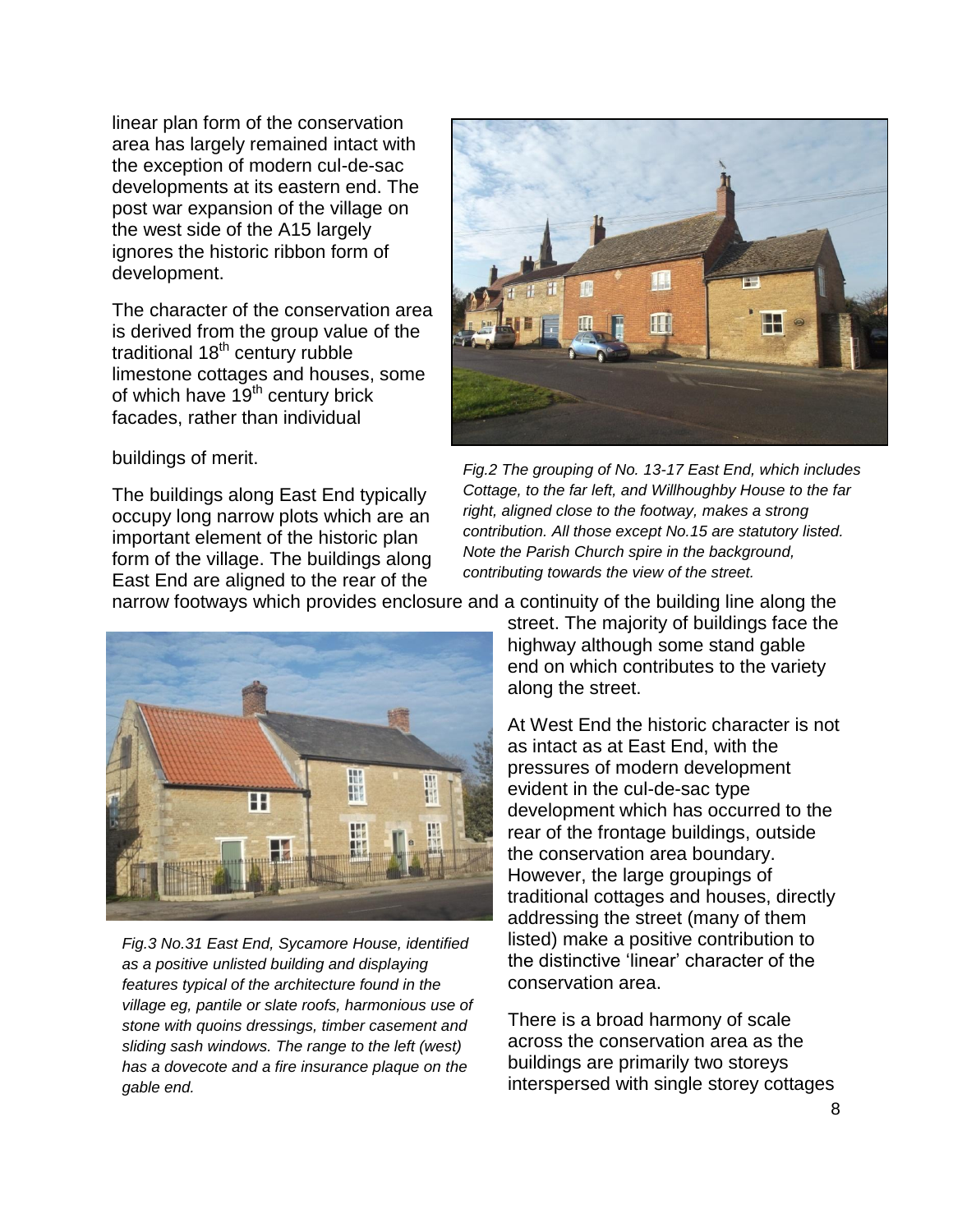linear plan form of the conservation area has largely remained intact with the exception of modern cul-de-sac developments at its eastern end. The post war expansion of the village on the west side of the A15 largely ignores the historic ribbon form of development.

The character of the conservation area is derived from the group value of the traditional 18th century rubble limestone cottages and houses, some of which have 19th century brick facades, rather than individual buildings of merit.

*Fig.2 The grouping of No. 13-17 East End, which includes Cottage, to the far left, and Willhoughby House to the far right, aligned close to the footway, makes a strong contribution. All those except No.15 are statutory listed. Note the Parish Church spire in the background, contributing towards the view of the street.*

The buildings along East End typically occupy long narrow plots which are an important element of the historic plan form of the village. The buildings along East End are aligned to the rear of the narrow footways which provides enclosure and a continuity of the building line along the street. The majority of buildings face the highway although some stand gable end on which contributes to the variety along the street.

*Fig.3 No.31 East End, Sycamore House, identified as a positive unlisted building and displaying features typical of the architecture found in the village eg, pantile or slate roofs, harmonious use of stone with quoins dressings, timber casement and sliding sash windows. The range to the left (west) has a dovecote and a fire insurance plaque on the gable end.*

At West End the historic character is not as intact as at East End, with the pressures of modern development evident in the cul-de-sac type development which has occurred to the rear of the frontage buildings, outside the conservation area boundary. However, the large groupings of traditional cottages and houses, directly addressing the street (many of them listed) make a positive contribution to the distinctive 'linear' character of the conservation area.

There is a broad harmony of scale across the conservation area as the buildings are primarily two storeys interspersed with single storey cottages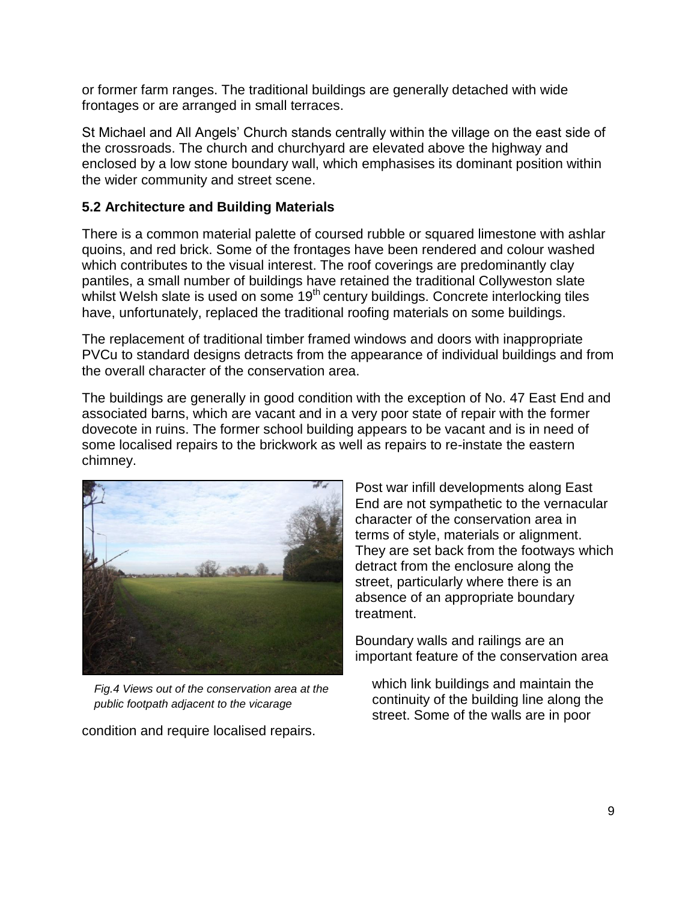or former farm ranges. The traditional buildings are generally detached with wide frontages or are arranged in small terraces.

St Michael and All Angels' Church stands centrally within the village on the east side of the crossroads. The church and churchyard are elevated above the highway and enclosed by a low stone boundary wall, which emphasises its dominant position within the wider community and street scene.

### 5.2 Architecture and Building Materials

There is a common material palette of coursed rubble or squared limestone with ashlar quoins, and red brick. Some of the frontages have been rendered and colour washed which contributes to the visual interest. The roof coverings are predominantly clay pantiles, a small number of buildings have retained the traditional Collyweston slate whilst Welsh slate is used on some 19th century buildings. Concrete interlocking tiles have, unfortunately, replaced the traditional roofing materials on some buildings.

The replacement of traditional timber framed windows and doors with inappropriate PVCu to standard designs detracts from the appearance of individual buildings and from the overall character of the conservation area.

The buildings are generally in good condition with the exception of No. 47 East End and associated barns, which are vacant and in a very poor state of repair with the former dovecote in ruins. The former school building appears to be vacant and is in need of some localised repairs to the brickwork as well as repairs to re-instate the eastern chimney.

*Fig.4 Views out of the conservation area at the public footpath adjacent to the vicarage*

Post war infill developments along East End are not sympathetic to the vernacular character of the conservation area in terms of style, materials or alignment. They are set back from the footways which detract from the enclosure along the street, particularly where there is an absence of an appropriate boundary treatment.

Boundary walls and railings are an important feature of the conservation area which link buildings and maintain the continuity of the building line along the street. Some of the walls are in poor condition and require localised repairs.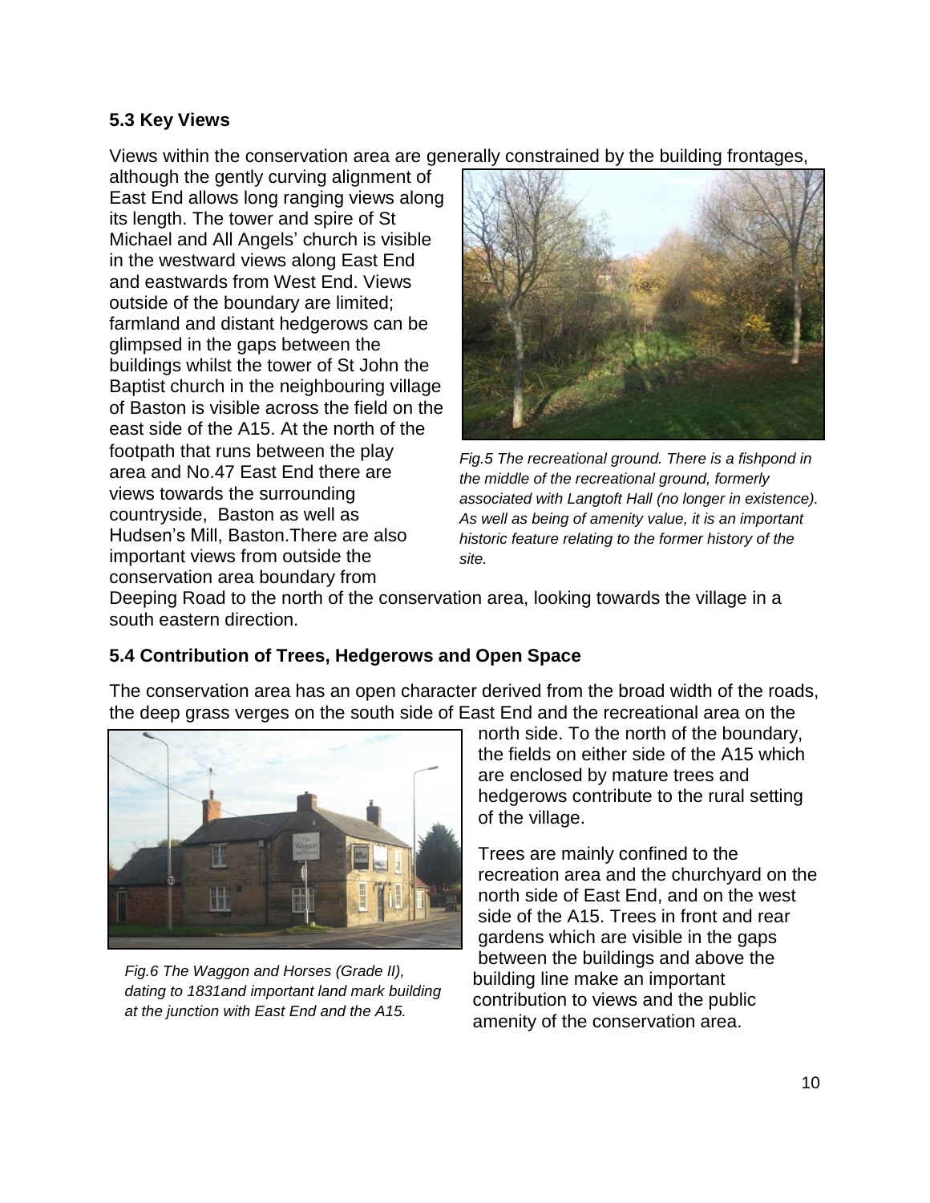## 5.3 Key Views

Views within the conservation area are generally constrained by the building frontages, although the gently curving alignment of East End allows long ranging views along its length. The tower and spire of St Michael and All Angels' church is visible in the westward views along East End and eastwards from West End. Views outside of the boundary are limited; farmland and distant hedgerows can be glimpsed in the gaps between the buildings whilst the tower of St John the Baptist church in the neighbouring village of Baston is visible across the field on the east side of the A15. At the north of the footpath that runs between the play area and No.47 East End there are views towards the surrounding countryside, Baston as well as Hudsen's Mill, Baston.There are also important views from outside the conservation area boundary from Deeping Road to the north of the conservation area, looking towards the village in a south eastern direction.

*Fig.5 The recreational ground. There is a fishpond in the middle of the recreational ground, formerly associated with Langtoft Hall (no longer in existence). As well as being of amenity value, it is an important historic feature relating to the former history of the site.*

## 5.4 Contribution of Trees, Hedgerows and Open Space

The conservation area has an open character derived from the broad width of the roads, the deep grass verges on the south side of East End and the recreational area on the north side. To the north of the boundary, the fields on either side of the A15 which are enclosed by mature trees and hedgerows contribute to the rural setting of the village.

Trees are mainly confined to the recreation area and the churchyard on the north side of East End, and on the west side of the A15. Trees in front and rear gardens which are visible in the gaps between the buildings and above the building line make an important contribution to views and the public amenity of the conservation area.

*Fig.6 The Waggon and Horses (Grade II), dating to 1831and important land mark building at the junction with East End and the A15.*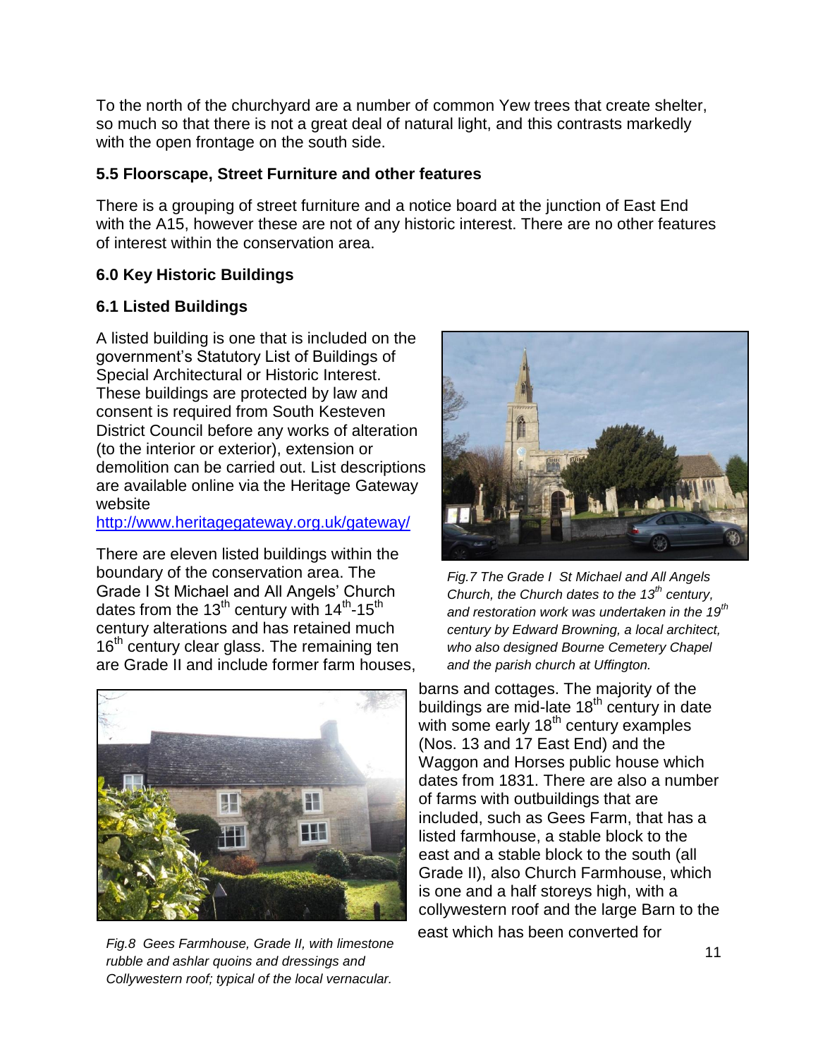To the north of the churchyard are a number of common Yew trees that create shelter, so much so that there is not a great deal of natural light, and this contrasts markedly with the open frontage on the south side.

### 5.5 Floorscape, Street Furniture and other features

There is a grouping of street furniture and a notice board at the junction of East End with the A15, however these are not of any historic interest. There are no other features of interest within the conservation area.

## 6.0 Key Historic Buildings

### 6.1 Listed Buildings

A listed building is one that is included on the government's Statutory List of Buildings of Special Architectural or Historic Interest. These buildings are protected by law and consent is required from South Kesteven District Council before any works of alteration (to the interior or exterior), extension or demolition can be carried out. List descriptions are available online via the Heritage Gateway website http://www.heritagegateway.org.uk/gateway/

*Fig.7 The Grade I St Michael and All Angels Church, the Church dates to the 13th century, and restoration work was undertaken in the 19th century by Edward Browning, a local architect, who also designed Bourne Cemetery Chapel and the parish church at Uffington.*

There are eleven listed buildings within the boundary of the conservation area. The Grade I St Michael and All Angels' Church dates from the 13th century with 14th-15th century alterations and has retained much 16th century clear glass. The remaining ten are Grade II and include former farm houses, barns and cottages. The majority of the buildings are mid-late 18th century in date with some early 18th century examples (Nos. 13 and 17 East End) and the Waggon and Horses public house which dates from 1831. There are also a number of farms with outbuildings that are included, such as Gees Farm, that has a listed farmhouse, a stable block to the east and a stable block to the south (all Grade II), also Church Farmhouse, which is one and a half storeys high, with a collywestern roof and the large Barn to the east which has been converted for

*Fig.8 Gees Farmhouse, Grade II, with limestone rubble and ashlar quoins and dressings and Collywestern roof; typical of the local vernacular.*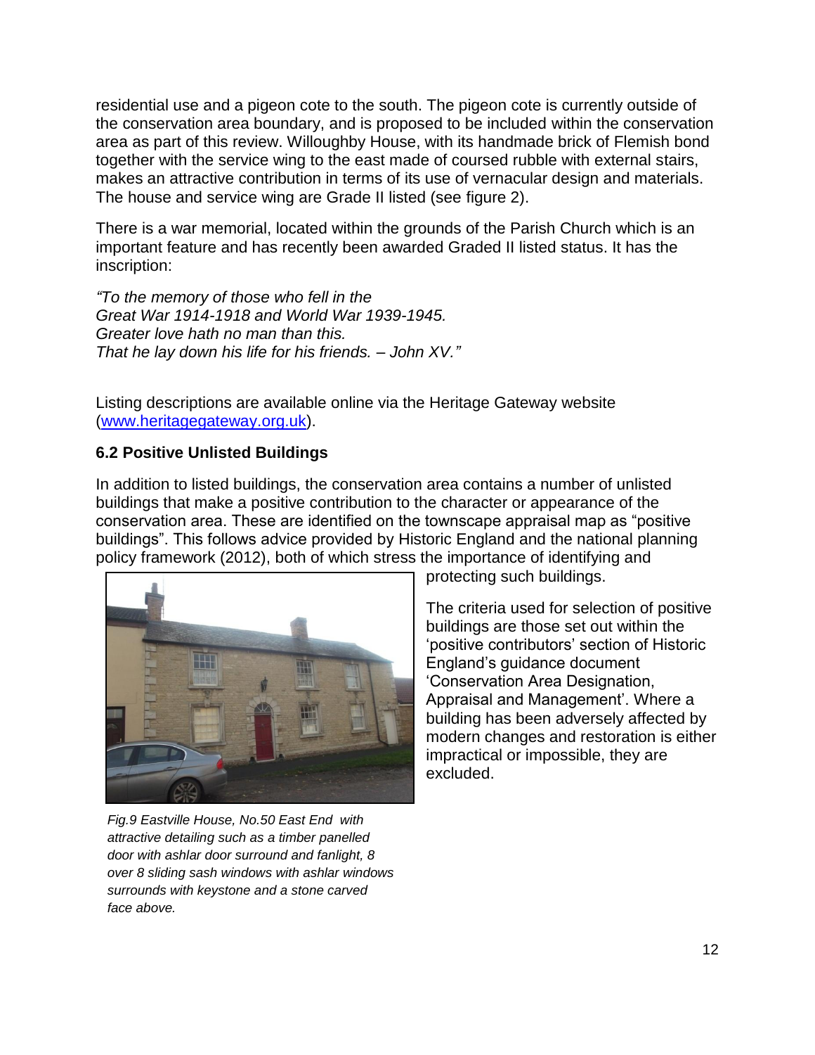residential use and a pigeon cote to the south. The pigeon cote is currently outside of the conservation area boundary, and is proposed to be included within the conservation area as part of this review. Willoughby House, with its handmade brick of Flemish bond together with the service wing to the east made of coursed rubble with external stairs, makes an attractive contribution in terms of its use of vernacular design and materials. The house and service wing are Grade II listed (see figure 2).

There is a war memorial, located within the grounds of the Parish Church which is an important feature and has recently been awarded Graded II listed status. It has the inscription:

*"To the memory of those who fell in the*
*Great War 1914-1918 and World War 1939-1945.*
*Greater love hath no man than this.*
*That he lay down his life for his friends. – John XV."*

Listing descriptions are available online via the Heritage Gateway website (www.heritagegateway.org.uk).

**6.2 Positive Unlisted Buildings**

In addition to listed buildings, the conservation area contains a number of unlisted buildings that make a positive contribution to the character or appearance of the conservation area. These are identified on the townscape appraisal map as "positive buildings". This follows advice provided by Historic England and the national planning policy framework (2012), both of which stress the importance of identifying and protecting such buildings.

The criteria used for selection of positive buildings are those set out within the 'positive contributors' section of Historic England's guidance document 'Conservation Area Designation, Appraisal and Management'. Where a building has been adversely affected by modern changes and restoration is either impractical or impossible, they are excluded.

*Fig.9 Eastville House, No.50 East End with attractive detailing such as a timber panelled door with ashlar door surround and fanlight, 8 over 8 sliding sash windows with ashlar windows surrounds with keystone and a stone carved face above.*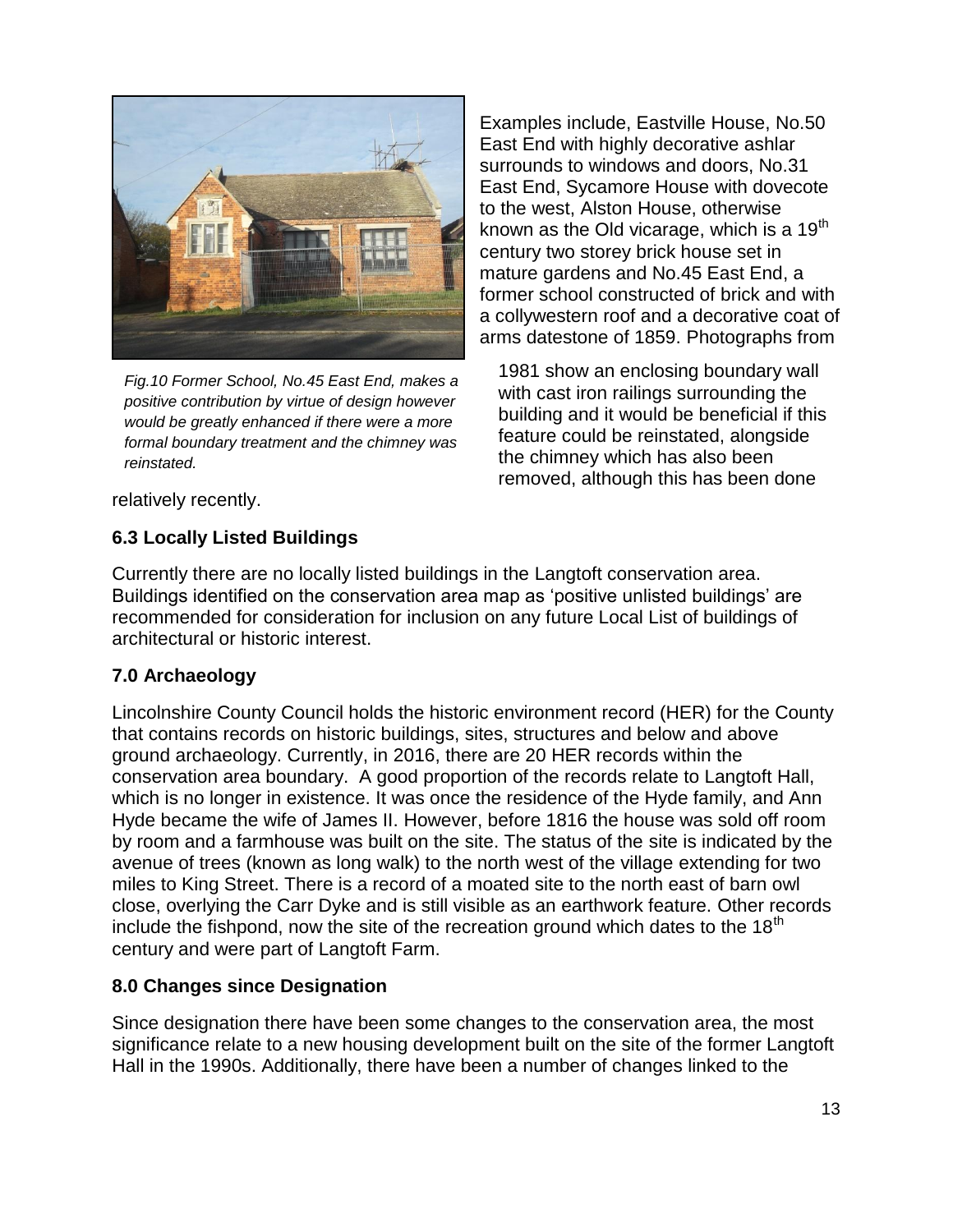Examples include, Eastville House, No.50 East End with highly decorative ashlar surrounds to windows and doors, No.31 East End, Sycamore House with dovecote to the west, Alston House, otherwise known as the Old vicarage, which is a 19th century two storey brick house set in mature gardens and No.45 East End, a former school constructed of brick and with a collywestern roof and a decorative coat of arms datestone of 1859. Photographs from 1981 show an enclosing boundary wall with cast iron railings surrounding the building and it would be beneficial if this feature could be reinstated, alongside the chimney which has also been removed, although this has been done relatively recently.

*Fig.10 Former School, No.45 East End, makes a positive contribution by virtue of design however would be greatly enhanced if there were a more formal boundary treatment and the chimney was reinstated.*

### 6.3 Locally Listed Buildings

Currently there are no locally listed buildings in the Langtoft conservation area. Buildings identified on the conservation area map as 'positive unlisted buildings' are recommended for consideration for inclusion on any future Local List of buildings of architectural or historic interest.

## 7.0 Archaeology

Lincolnshire County Council holds the historic environment record (HER) for the County that contains records on historic buildings, sites, structures and below and above ground archaeology. Currently, in 2016, there are 20 HER records within the conservation area boundary. A good proportion of the records relate to Langtoft Hall, which is no longer in existence. It was once the residence of the Hyde family, and Ann Hyde became the wife of James II. However, before 1816 the house was sold off room by room and a farmhouse was built on the site. The status of the site is indicated by the avenue of trees (known as long walk) to the north west of the village extending for two miles to King Street. There is a record of a moated site to the north east of barn owl close, overlying the Carr Dyke and is still visible as an earthwork feature. Other records include the fishpond, now the site of the recreation ground which dates to the 18th century and were part of Langtoft Farm.

## 8.0 Changes since Designation

Since designation there have been some changes to the conservation area, the most significance relate to a new housing development built on the site of the former Langtoft Hall in the 1990s. Additionally, there have been a number of changes linked to the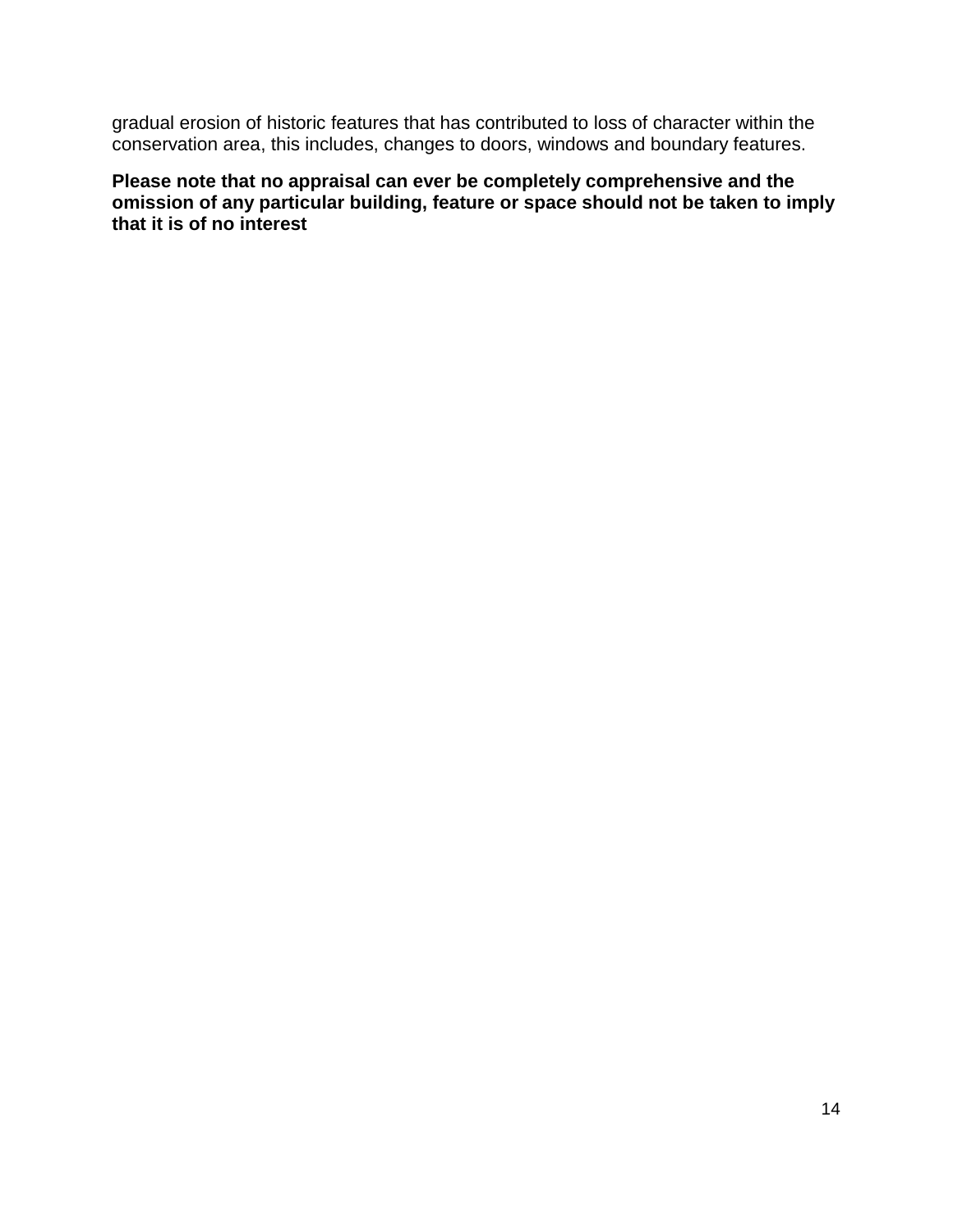gradual erosion of historic features that has contributed to loss of character within the conservation area, this includes, changes to doors, windows and boundary features.

**Please note that no appraisal can ever be completely comprehensive and the omission of any particular building, feature or space should not be taken to imply that it is of no interest**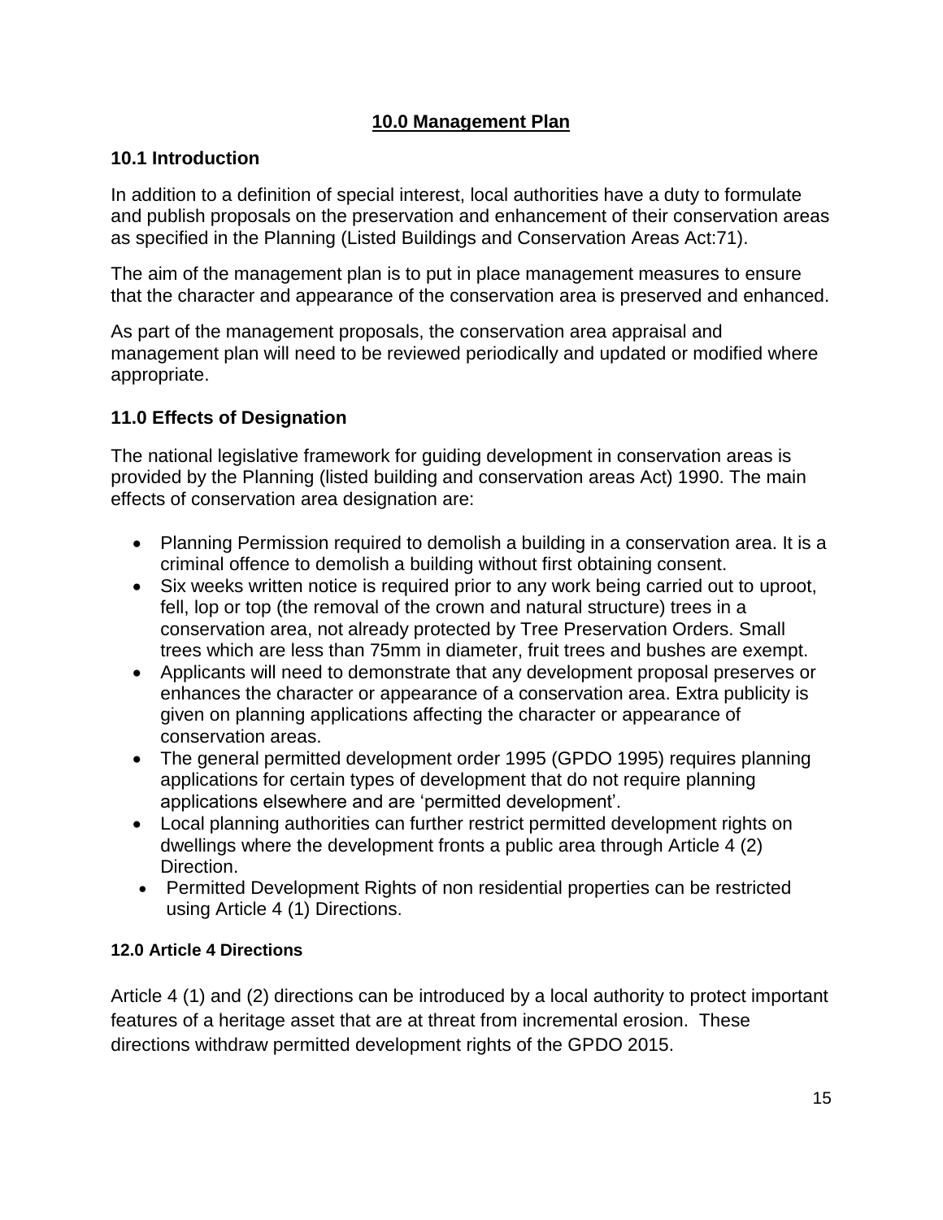## 10.0 Management Plan

### 10.1 Introduction

In addition to a definition of special interest, local authorities have a duty to formulate and publish proposals on the preservation and enhancement of their conservation areas as specified in the Planning (Listed Buildings and Conservation Areas Act:71).

The aim of the management plan is to put in place management measures to ensure that the character and appearance of the conservation area is preserved and enhanced.

As part of the management proposals, the conservation area appraisal and management plan will need to be reviewed periodically and updated or modified where appropriate.

## 11.0 Effects of Designation

The national legislative framework for guiding development in conservation areas is provided by the Planning (listed building and conservation areas Act) 1990. The main effects of conservation area designation are:

- Planning Permission required to demolish a building in a conservation area. It is a criminal offence to demolish a building without first obtaining consent.
- Six weeks written notice is required prior to any work being carried out to uproot, fell, lop or top (the removal of the crown and natural structure) trees in a conservation area, not already protected by Tree Preservation Orders. Small trees which are less than 75mm in diameter, fruit trees and bushes are exempt.
- Applicants will need to demonstrate that any development proposal preserves or enhances the character or appearance of a conservation area. Extra publicity is given on planning applications affecting the character or appearance of conservation areas.
- The general permitted development order 1995 (GPDO 1995) requires planning applications for certain types of development that do not require planning applications elsewhere and are 'permitted development'.
- Local planning authorities can further restrict permitted development rights on dwellings where the development fronts a public area through Article 4 (2) Direction.
- Permitted Development Rights of non residential properties can be restricted using Article 4 (1) Directions.

## 12.0 Article 4 Directions

Article 4 (1) and (2) directions can be introduced by a local authority to protect important features of a heritage asset that are at threat from incremental erosion. These directions withdraw permitted development rights of the GPDO 2015.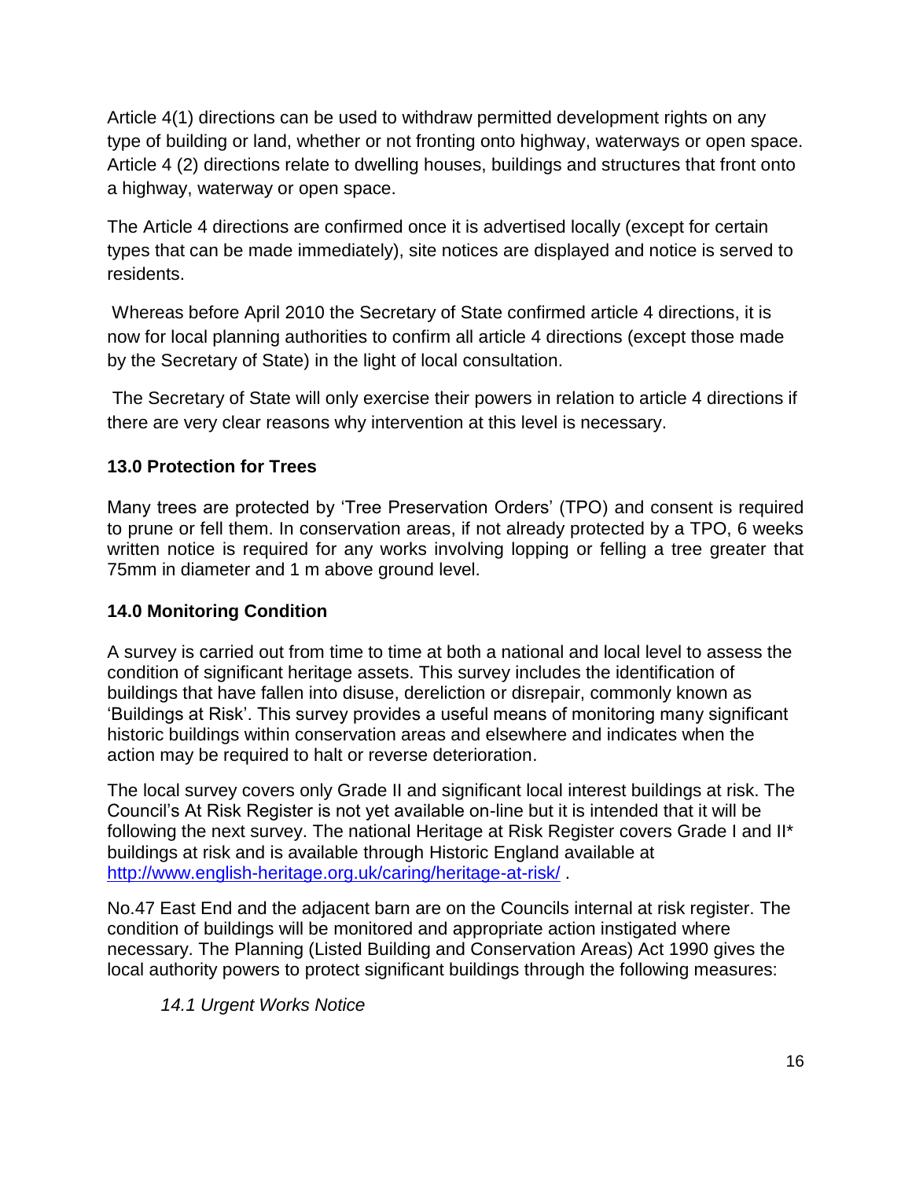Article 4(1) directions can be used to withdraw permitted development rights on any type of building or land, whether or not fronting onto highway, waterways or open space. Article 4 (2) directions relate to dwelling houses, buildings and structures that front onto a highway, waterway or open space.

The Article 4 directions are confirmed once it is advertised locally (except for certain types that can be made immediately), site notices are displayed and notice is served to residents.

Whereas before April 2010 the Secretary of State confirmed article 4 directions, it is now for local planning authorities to confirm all article 4 directions (except those made by the Secretary of State) in the light of local consultation.

The Secretary of State will only exercise their powers in relation to article 4 directions if there are very clear reasons why intervention at this level is necessary.

## 13.0 Protection for Trees

Many trees are protected by 'Tree Preservation Orders' (TPO) and consent is required to prune or fell them. In conservation areas, if not already protected by a TPO, 6 weeks written notice is required for any works involving lopping or felling a tree greater that 75mm in diameter and 1 m above ground level.

## 14.0 Monitoring Condition

A survey is carried out from time to time at both a national and local level to assess the condition of significant heritage assets. This survey includes the identification of buildings that have fallen into disuse, dereliction or disrepair, commonly known as 'Buildings at Risk'. This survey provides a useful means of monitoring many significant historic buildings within conservation areas and elsewhere and indicates when the action may be required to halt or reverse deterioration.

The local survey covers only Grade II and significant local interest buildings at risk. The Council's At Risk Register is not yet available on-line but it is intended that it will be following the next survey. The national Heritage at Risk Register covers Grade I and II* buildings at risk and is available through Historic England available at [http://www.english-heritage.org.uk/caring/heritage-at-risk/](http://www.english-heritage.org.uk/caring/heritage-at-risk/) .

No.47 East End and the adjacent barn are on the Councils internal at risk register. The condition of buildings will be monitored and appropriate action instigated where necessary. The Planning (Listed Building and Conservation Areas) Act 1990 gives the local authority powers to protect significant buildings through the following measures:

### *14.1 Urgent Works Notice*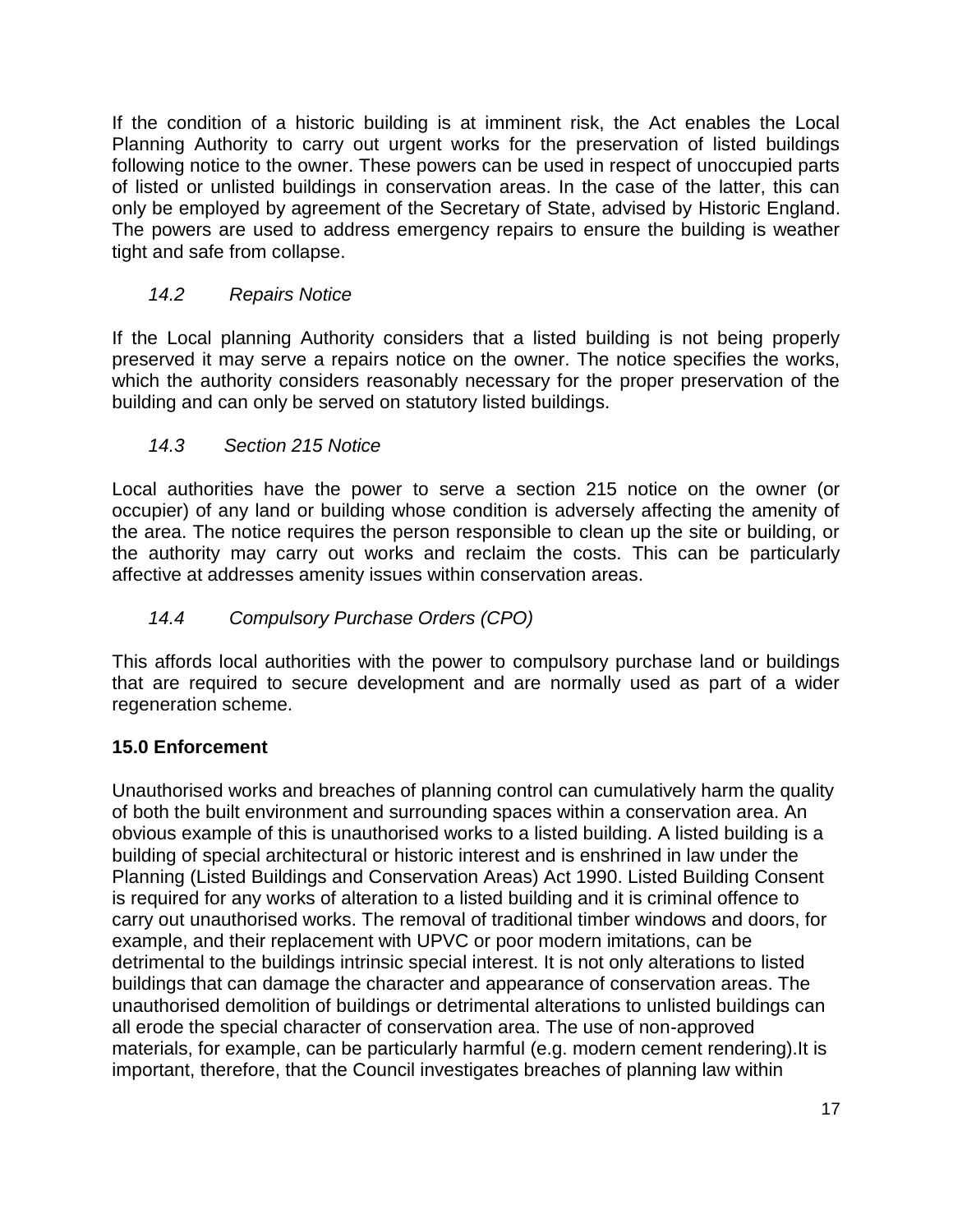If the condition of a historic building is at imminent risk, the Act enables the Local Planning Authority to carry out urgent works for the preservation of listed buildings following notice to the owner. These powers can be used in respect of unoccupied parts of listed or unlisted buildings in conservation areas. In the case of the latter, this can only be employed by agreement of the Secretary of State, advised by Historic England. The powers are used to address emergency repairs to ensure the building is weather tight and safe from collapse.

*14.2 Repairs Notice*

If the Local planning Authority considers that a listed building is not being properly preserved it may serve a repairs notice on the owner. The notice specifies the works, which the authority considers reasonably necessary for the proper preservation of the building and can only be served on statutory listed buildings.

*14.3 Section 215 Notice*

Local authorities have the power to serve a section 215 notice on the owner (or occupier) of any land or building whose condition is adversely affecting the amenity of the area. The notice requires the person responsible to clean up the site or building, or the authority may carry out works and reclaim the costs. This can be particularly affective at addresses amenity issues within conservation areas.

*14.4 Compulsory Purchase Orders (CPO)*

This affords local authorities with the power to compulsory purchase land or buildings that are required to secure development and are normally used as part of a wider regeneration scheme.

**15.0 Enforcement**

Unauthorised works and breaches of planning control can cumulatively harm the quality of both the built environment and surrounding spaces within a conservation area. An obvious example of this is unauthorised works to a listed building. A listed building is a building of special architectural or historic interest and is enshrined in law under the Planning (Listed Buildings and Conservation Areas) Act 1990. Listed Building Consent is required for any works of alteration to a listed building and it is criminal offence to carry out unauthorised works. The removal of traditional timber windows and doors, for example, and their replacement with UPVC or poor modern imitations, can be detrimental to the buildings intrinsic special interest. It is not only alterations to listed buildings that can damage the character and appearance of conservation areas. The unauthorised demolition of buildings or detrimental alterations to unlisted buildings can all erode the special character of conservation area. The use of non-approved materials, for example, can be particularly harmful (e.g. modern cement rendering).It is important, therefore, that the Council investigates breaches of planning law within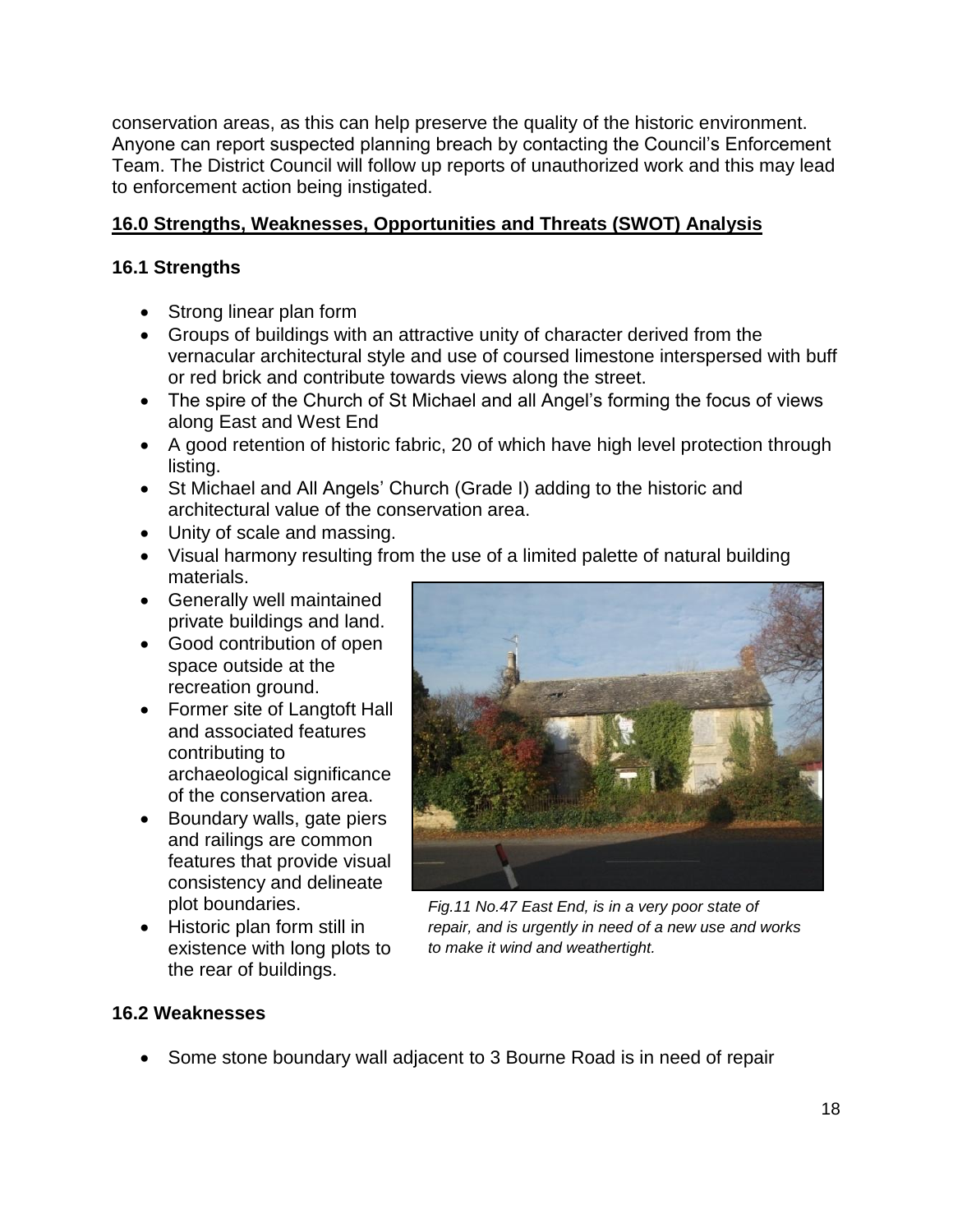conservation areas, as this can help preserve the quality of the historic environment. Anyone can report suspected planning breach by contacting the Council's Enforcement Team. The District Council will follow up reports of unauthorized work and this may lead to enforcement action being instigated.

## 16.0 Strengths, Weaknesses, Opportunities and Threats (SWOT) Analysis

### 16.1 Strengths

- Strong linear plan form
- Groups of buildings with an attractive unity of character derived from the vernacular architectural style and use of coursed limestone interspersed with buff or red brick and contribute towards views along the street.
- The spire of the Church of St Michael and all Angel's forming the focus of views along East and West End
- A good retention of historic fabric, 20 of which have high level protection through listing.
- St Michael and All Angels' Church (Grade I) adding to the historic and architectural value of the conservation area.
- Unity of scale and massing.
- Visual harmony resulting from the use of a limited palette of natural building materials.
- Generally well maintained private buildings and land.
- Good contribution of open space outside at the recreation ground.
- Former site of Langtoft Hall and associated features contributing to archaeological significance of the conservation area.
- Boundary walls, gate piers and railings are common features that provide visual consistency and delineate plot boundaries.
- Historic plan form still in existence with long plots to the rear of buildings.

*Fig.11 No.47 East End, is in a very poor state of repair, and is urgently in need of a new use and works to make it wind and weathertight.*

### 16.2 Weaknesses

- Some stone boundary wall adjacent to 3 Bourne Road is in need of repair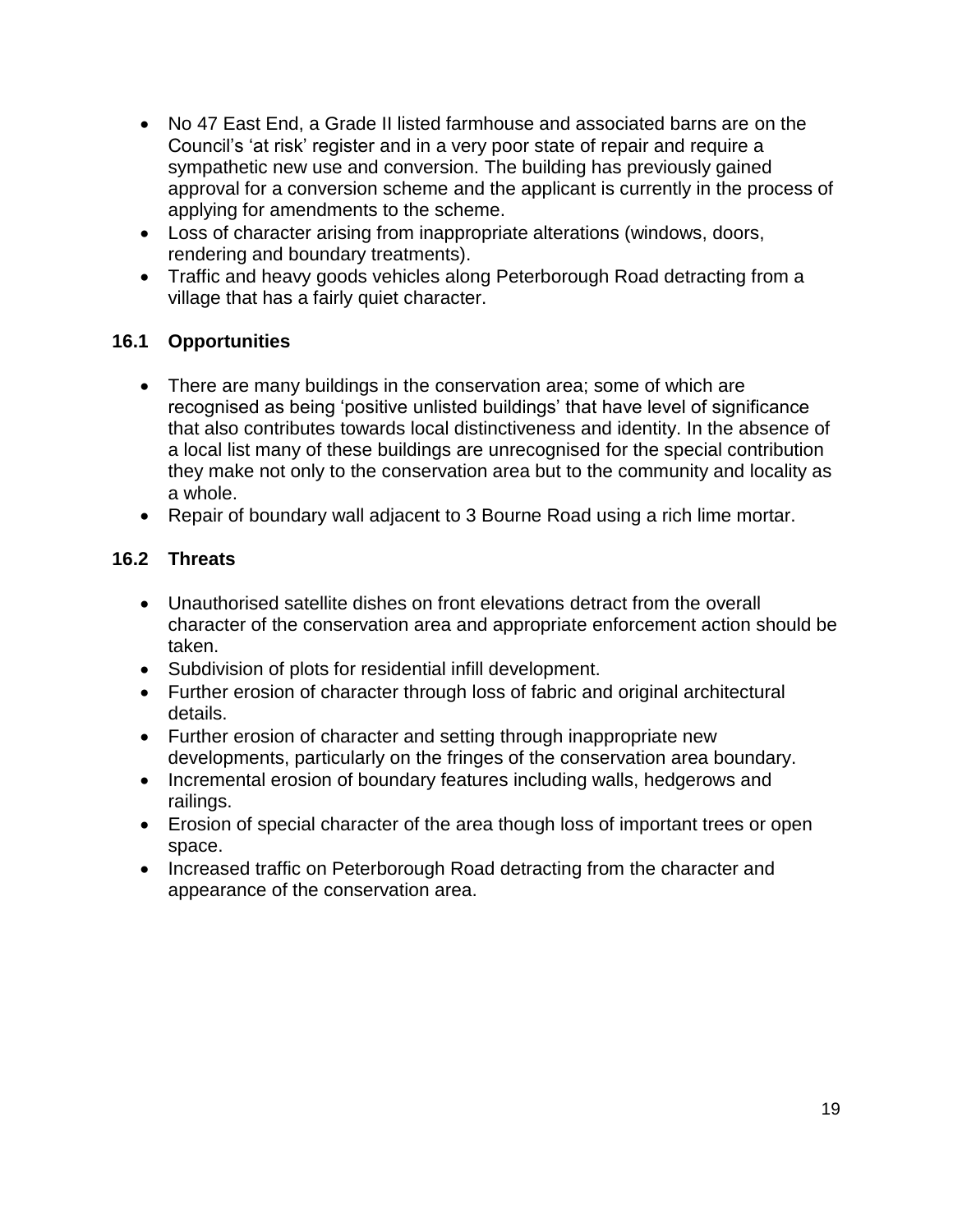- No 47 East End, a Grade II listed farmhouse and associated barns are on the Council's 'at risk' register and in a very poor state of repair and require a sympathetic new use and conversion. The building has previously gained approval for a conversion scheme and the applicant is currently in the process of applying for amendments to the scheme.
- Loss of character arising from inappropriate alterations (windows, doors, rendering and boundary treatments).
- Traffic and heavy goods vehicles along Peterborough Road detracting from a village that has a fairly quiet character.

## 16.1 Opportunities

- There are many buildings in the conservation area; some of which are recognised as being 'positive unlisted buildings' that have level of significance that also contributes towards local distinctiveness and identity. In the absence of a local list many of these buildings are unrecognised for the special contribution they make not only to the conservation area but to the community and locality as a whole.
- Repair of boundary wall adjacent to 3 Bourne Road using a rich lime mortar.

## 16.2 Threats

- Unauthorised satellite dishes on front elevations detract from the overall character of the conservation area and appropriate enforcement action should be taken.
- Subdivision of plots for residential infill development.
- Further erosion of character through loss of fabric and original architectural details.
- Further erosion of character and setting through inappropriate new developments, particularly on the fringes of the conservation area boundary.
- Incremental erosion of boundary features including walls, hedgerows and railings.
- Erosion of special character of the area though loss of important trees or open space.
- Increased traffic on Peterborough Road detracting from the character and appearance of the conservation area.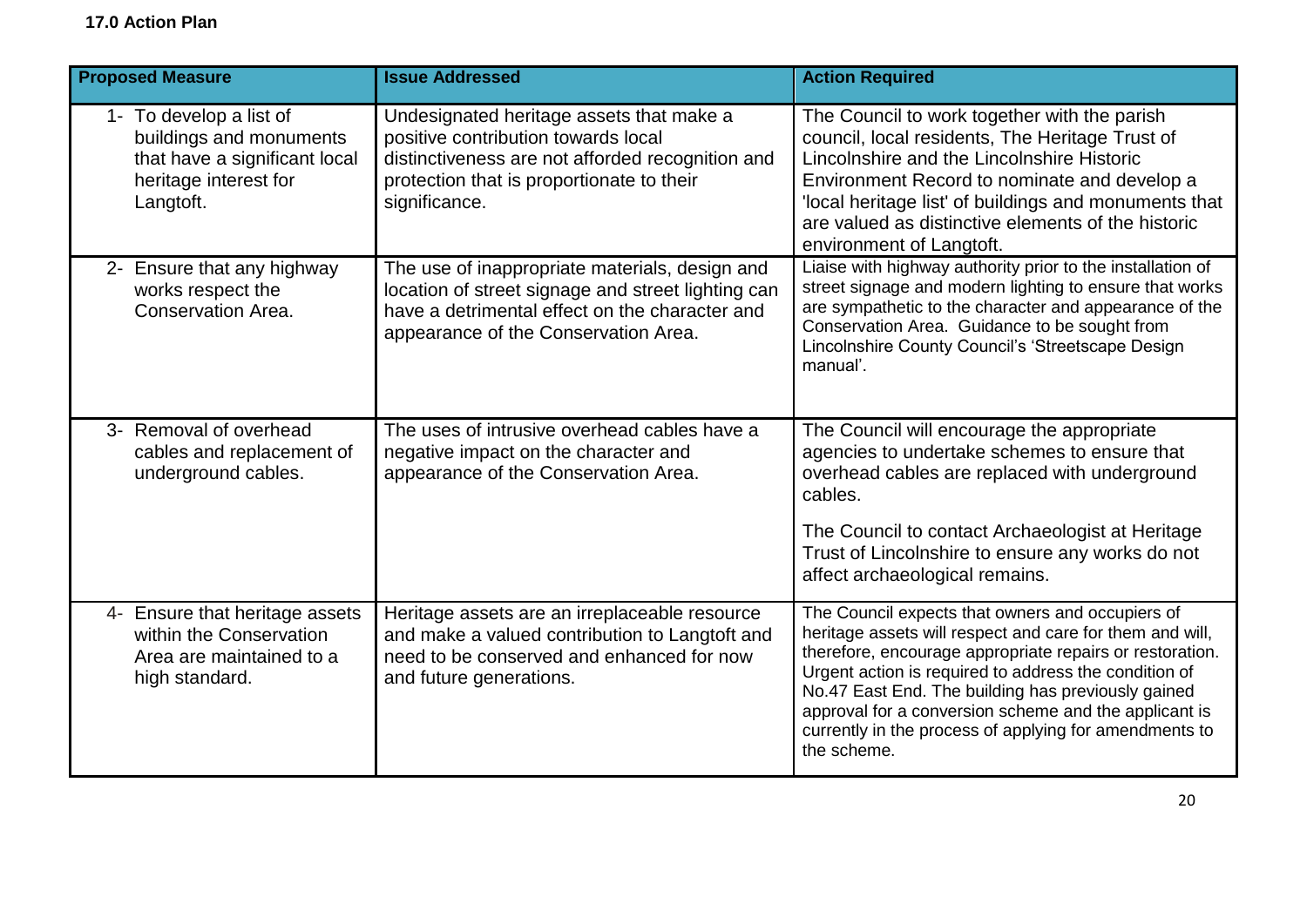**17.0 Action Plan**

| Proposed Measure | Issue Addressed | Action Required |
|---|---|---|
| 1- To develop a list of buildings and monuments that have a significant local heritage interest for Langtoft. | Undesignated heritage assets that make a positive contribution towards local distinctiveness are not afforded recognition and protection that is proportionate to their significance. | The Council to work together with the parish council, local residents, The Heritage Trust of Lincolnshire and the Lincolnshire Historic Environment Record to nominate and develop a 'local heritage list' of buildings and monuments that are valued as distinctive elements of the historic environment of Langtoft. |
| 2- Ensure that any highway works respect the Conservation Area. | The use of inappropriate materials, design and location of street signage and street lighting can have a detrimental effect on the character and appearance of the Conservation Area. | Liaise with highway authority prior to the installation of street signage and modern lighting to ensure that works are sympathetic to the character and appearance of the Conservation Area. Guidance to be sought from Lincolnshire County Council's 'Streetscape Design manual'. |
| 3- Removal of overhead cables and replacement of underground cables. | The uses of intrusive overhead cables have a negative impact on the character and appearance of the Conservation Area. | The Council will encourage the appropriate agencies to undertake schemes to ensure that overhead cables are replaced with underground cables.<br><br>The Council to contact Archaeologist at Heritage Trust of Lincolnshire to ensure any works do not affect archaeological remains. |
| 4- Ensure that heritage assets within the Conservation Area are maintained to a high standard. | Heritage assets are an irreplaceable resource and make a valued contribution to Langtoft and need to be conserved and enhanced for now and future generations. | The Council expects that owners and occupiers of heritage assets will respect and care for them and will, therefore, encourage appropriate repairs or restoration. Urgent action is required to address the condition of No.47 East End. The building has previously gained approval for a conversion scheme and the applicant is currently in the process of applying for amendments to the scheme. |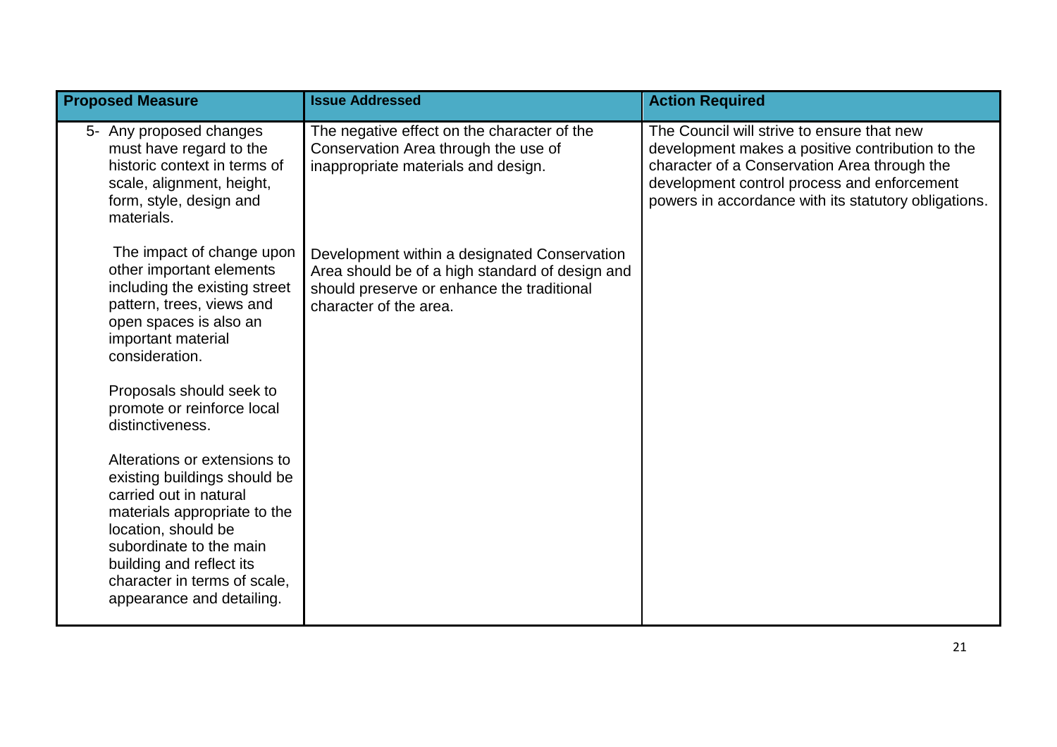| Proposed Measure | Issue Addressed | Action Required |
|---|---|---|
| 5- Any proposed changes must have regard to the historic context in terms of scale, alignment, height, form, style, design and materials.<br><br>The impact of change upon other important elements including the existing street pattern, trees, views and open spaces is also an important material consideration.<br><br>Proposals should seek to promote or reinforce local distinctiveness.<br><br>Alterations or extensions to existing buildings should be carried out in natural materials appropriate to the location, should be subordinate to the main building and reflect its character in terms of scale, appearance and detailing. | The negative effect on the character of the Conservation Area through the use of inappropriate materials and design.<br><br>Development within a designated Conservation Area should be of a high standard of design and should preserve or enhance the traditional character of the area. | The Council will strive to ensure that new development makes a positive contribution to the character of a Conservation Area through the development control process and enforcement powers in accordance with its statutory obligations. |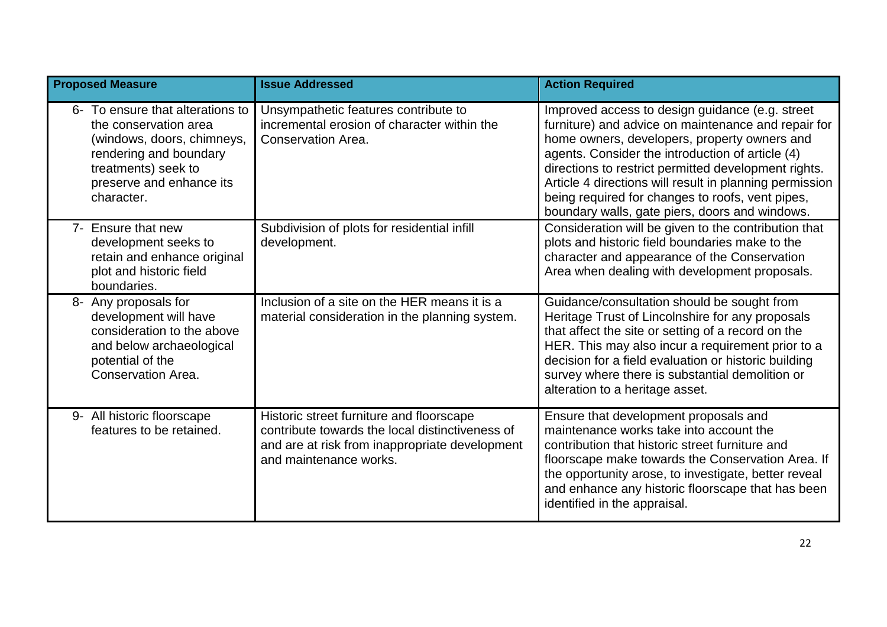| Proposed Measure | Issue Addressed | Action Required |
|---|---|---|
| 6- To ensure that alterations to the conservation area (windows, doors, chimneys, rendering and boundary treatments) seek to preserve and enhance its character. | Unsympathetic features contribute to incremental erosion of character within the Conservation Area. | Improved access to design guidance (e.g. street furniture) and advice on maintenance and repair for home owners, developers, property owners and agents. Consider the introduction of article (4) directions to restrict permitted development rights. Article 4 directions will result in planning permission being required for changes to roofs, vent pipes, boundary walls, gate piers, doors and windows. |
| 7- Ensure that new development seeks to retain and enhance original plot and historic field boundaries. | Subdivision of plots for residential infill development. | Consideration will be given to the contribution that plots and historic field boundaries make to the character and appearance of the Conservation Area when dealing with development proposals. |
| 8- Any proposals for development will have consideration to the above and below archaeological potential of the Conservation Area. | Inclusion of a site on the HER means it is a material consideration in the planning system. | Guidance/consultation should be sought from Heritage Trust of Lincolnshire for any proposals that affect the site or setting of a record on the HER. This may also incur a requirement prior to a decision for a field evaluation or historic building survey where there is substantial demolition or alteration to a heritage asset. |
| 9- All historic floorscape features to be retained. | Historic street furniture and floorscape contribute towards the local distinctiveness of and are at risk from inappropriate development and maintenance works. | Ensure that development proposals and maintenance works take into account the contribution that historic street furniture and floorscape make towards the Conservation Area. If the opportunity arose, to investigate, better reveal and enhance any historic floorscape that has been identified in the appraisal. |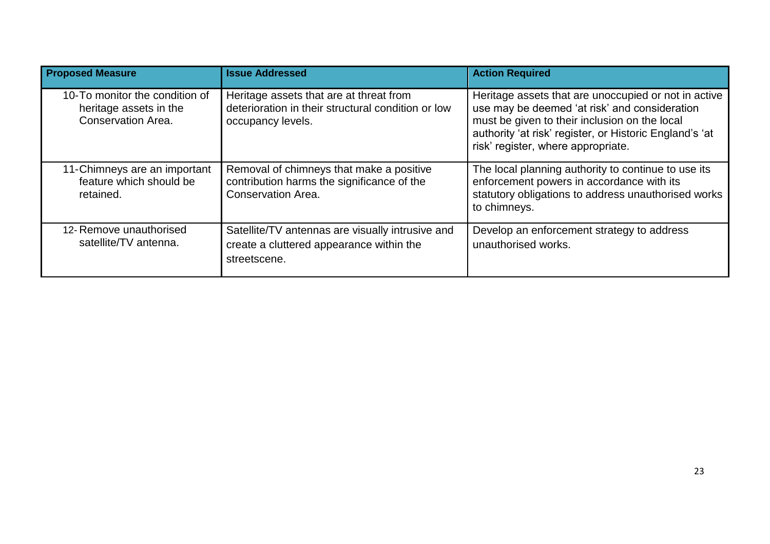| Proposed Measure | Issue Addressed | Action Required |
| --- | --- | --- |
| 10-To monitor the condition of heritage assets in the Conservation Area. | Heritage assets that are at threat from deterioration in their structural condition or low occupancy levels. | Heritage assets that are unoccupied or not in active use may be deemed 'at risk' and consideration must be given to their inclusion on the local authority 'at risk' register, or Historic England's 'at risk' register, where appropriate. |
| 11-Chimneys are an important feature which should be retained. | Removal of chimneys that make a positive contribution harms the significance of the Conservation Area. | The local planning authority to continue to use its enforcement powers in accordance with its statutory obligations to address unauthorised works to chimneys. |
| 12- Remove unauthorised satellite/TV antenna. | Satellite/TV antennas are visually intrusive and create a cluttered appearance within the streetscene. | Develop an enforcement strategy to address unauthorised works. |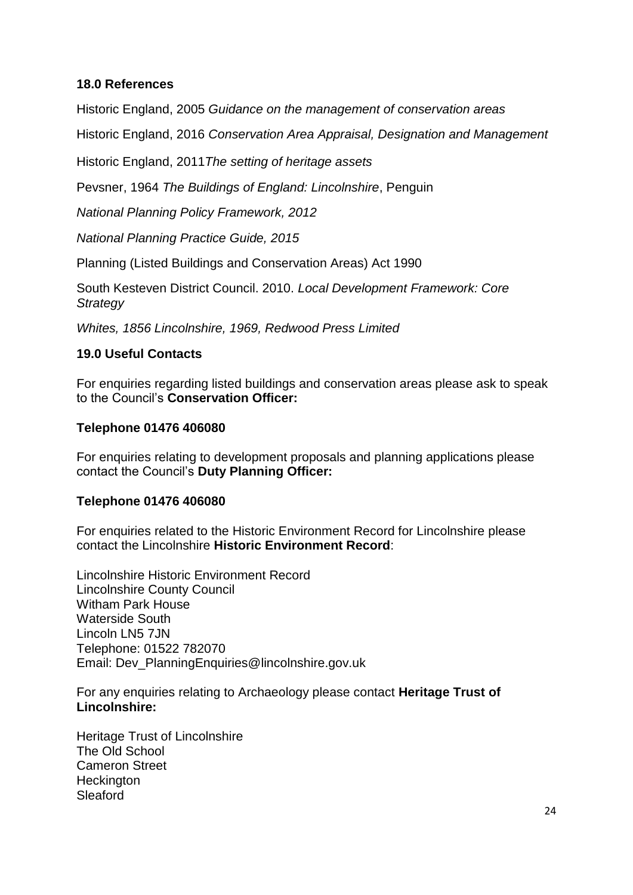## 18.0 References

Historic England, 2005 *Guidance on the management of conservation areas*

Historic England, 2016 *Conservation Area Appraisal, Designation and Management*

Historic England, 2011*The setting of heritage assets*

Pevsner, 1964 *The Buildings of England: Lincolnshire*, Penguin

*National Planning Policy Framework, 2012*

*National Planning Practice Guide, 2015*

Planning (Listed Buildings and Conservation Areas) Act 1990

South Kesteven District Council. 2010. *Local Development Framework: Core Strategy*

*Whites, 1856 Lincolnshire, 1969, Redwood Press Limited*

## 19.0 Useful Contacts

For enquiries regarding listed buildings and conservation areas please ask to speak to the Council's **Conservation Officer:**

**Telephone 01476 406080**

For enquiries relating to development proposals and planning applications please contact the Council's **Duty Planning Officer:**

**Telephone 01476 406080**

For enquiries related to the Historic Environment Record for Lincolnshire please contact the Lincolnshire **Historic Environment Record**:

Lincolnshire Historic Environment Record
Lincolnshire County Council
Witham Park House
Waterside South
Lincoln LN5 7JN
Telephone: 01522 782070
Email: Dev_PlanningEnquiries@lincolnshire.gov.uk

For any enquiries relating to Archaeology please contact **Heritage Trust of Lincolnshire:**

Heritage Trust of Lincolnshire
The Old School
Cameron Street
Heckington
Sleaford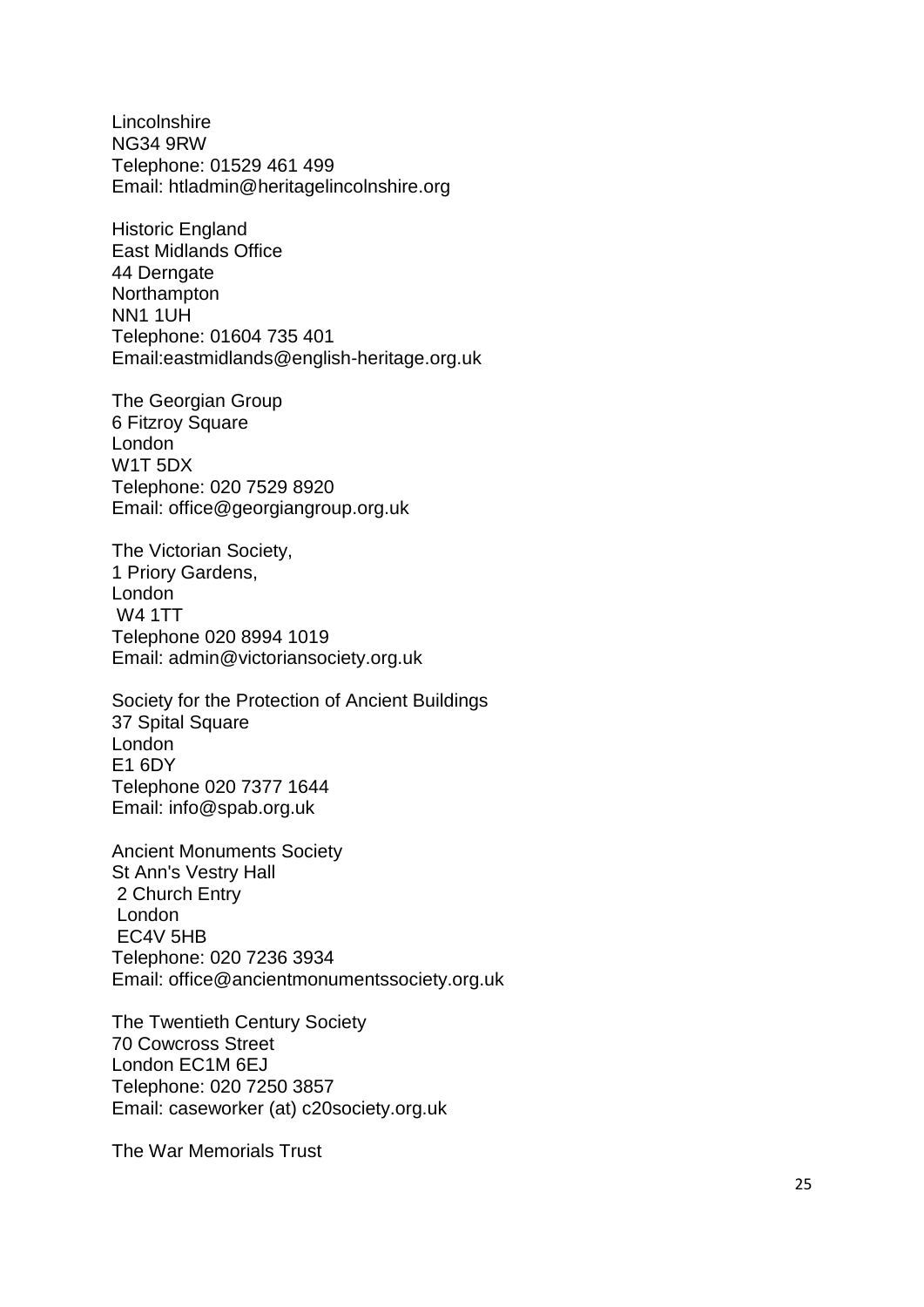Lincolnshire
NG34 9RW
Telephone: 01529 461 499
Email: htladmin@heritagelincolnshire.org

Historic England
East Midlands Office
44 Derngate
Northampton
NN1 1UH
Telephone: 01604 735 401
Email:eastmidlands@english-heritage.org.uk

The Georgian Group
6 Fitzroy Square
London
W1T 5DX
Telephone: 020 7529 8920
Email: office@georgiangroup.org.uk

The Victorian Society,
1 Priory Gardens,
London
W4 1TT
Telephone 020 8994 1019
Email: admin@victoriansociety.org.uk

Society for the Protection of Ancient Buildings
37 Spital Square
London
E1 6DY
Telephone 020 7377 1644
Email: info@spab.org.uk

Ancient Monuments Society
St Ann's Vestry Hall
2 Church Entry
London
EC4V 5HB
Telephone: 020 7236 3934
Email: office@ancientmonumentssociety.org.uk

The Twentieth Century Society
70 Cowcross Street
London EC1M 6EJ
Telephone: 020 7250 3857
Email: caseworker (at) c20society.org.uk

The War Memorials Trust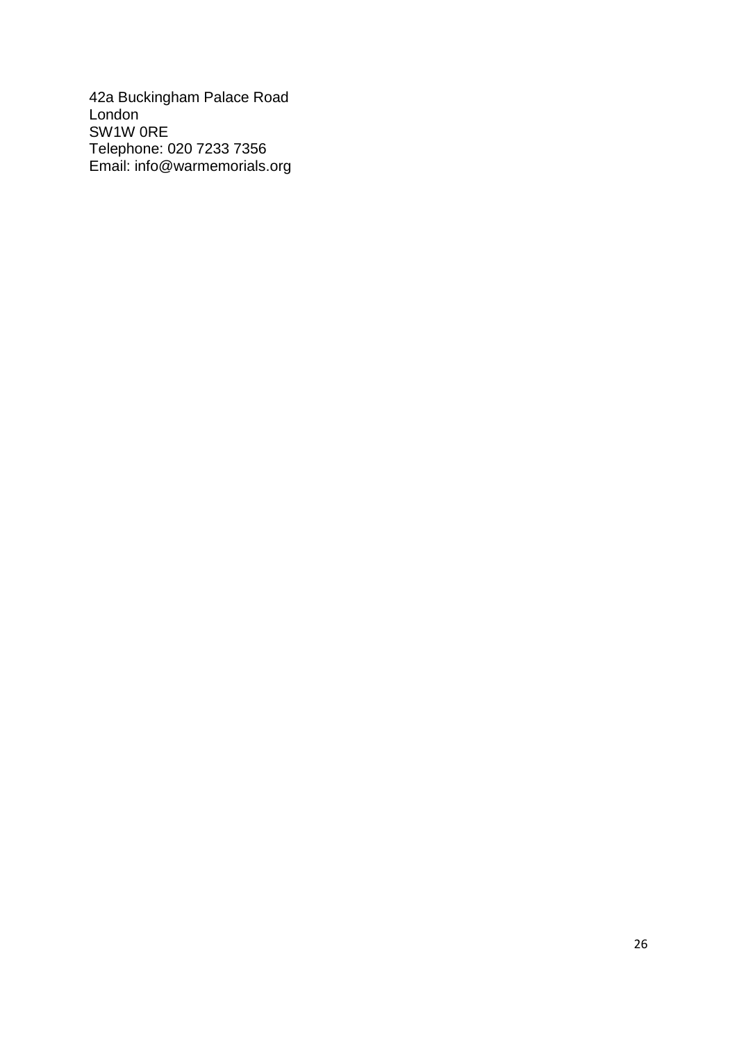42a Buckingham Palace Road  
London  
SW1W 0RE  
Telephone: 020 7233 7356  
Email: info@warmemorials.org